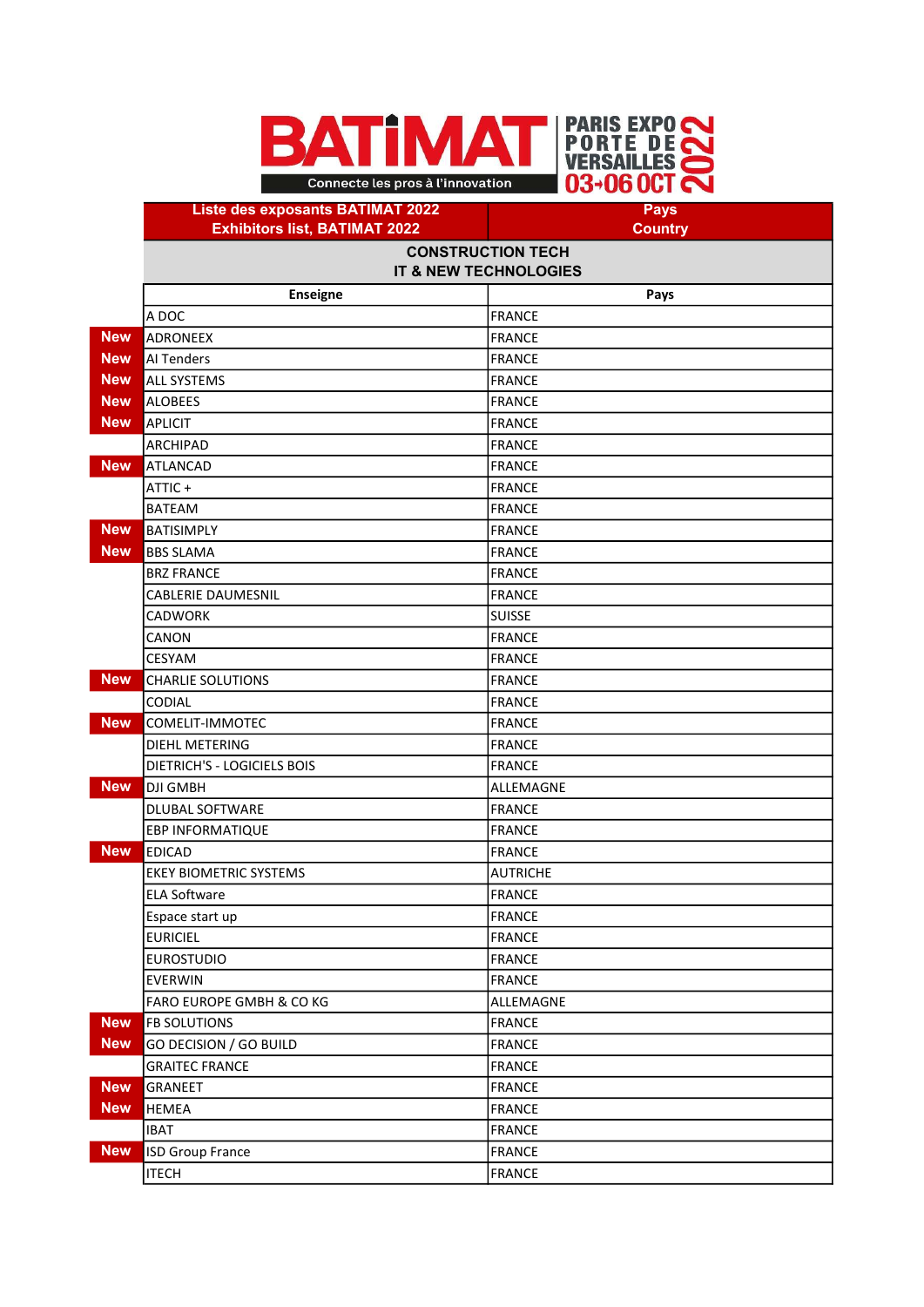BATIMAT

Connecte les pros à l'innovation

PARIS EXPO PORTE DE VERSAILLES 03-06 OCT 2022

| | Liste des exposants BATIMAT 2022<br>Exhibitors list, BATIMAT 2022 | Pays<br>Country |
|---|---|---|
| | **CONSTRUCTION TECH<br>IT & NEW TECHNOLOGIES** | |
| | **Enseigne** | **Pays** |
| | A DOC | FRANCE |
| New | ADRONEEX | FRANCE |
| New | AI Tenders | FRANCE |
| New | ALL SYSTEMS | FRANCE |
| New | ALOBEES | FRANCE |
| New | APLICIT | FRANCE |
| | ARCHIPAD | FRANCE |
| New | ATLANCAD | FRANCE |
| | ATTIC + | FRANCE |
| | BATEAM | FRANCE |
| New | BATISIMPLY | FRANCE |
| New | BBS SLAMA | FRANCE |
| | BRZ FRANCE | FRANCE |
| | CABLERIE DAUMESNIL | FRANCE |
| | CADWORK | SUISSE |
| | CANON | FRANCE |
| | CESYAM | FRANCE |
| New | CHARLIE SOLUTIONS | FRANCE |
| | CODIAL | FRANCE |
| New | COMELIT-IMMOTEC | FRANCE |
| | DIEHL METERING | FRANCE |
| | DIETRICH'S - LOGICIELS BOIS | FRANCE |
| New | DJI GMBH | ALLEMAGNE |
| | DLUBAL SOFTWARE | FRANCE |
| | EBP INFORMATIQUE | FRANCE |
| New | EDICAD | FRANCE |
| | EKEY BIOMETRIC SYSTEMS | AUTRICHE |
| | ELA Software | FRANCE |
| | Espace start up | FRANCE |
| | EURICIEL | FRANCE |
| | EUROSTUDIO | FRANCE |
| | EVERWIN | FRANCE |
| | FARO EUROPE GMBH & CO KG | ALLEMAGNE |
| New | FB SOLUTIONS | FRANCE |
| New | GO DECISION / GO BUILD | FRANCE |
| | GRAITEC FRANCE | FRANCE |
| New | GRANEET | FRANCE |
| New | HEMEA | FRANCE |
| | IBAT | FRANCE |
| New | ISD Group France | FRANCE |
| | ITECH | FRANCE |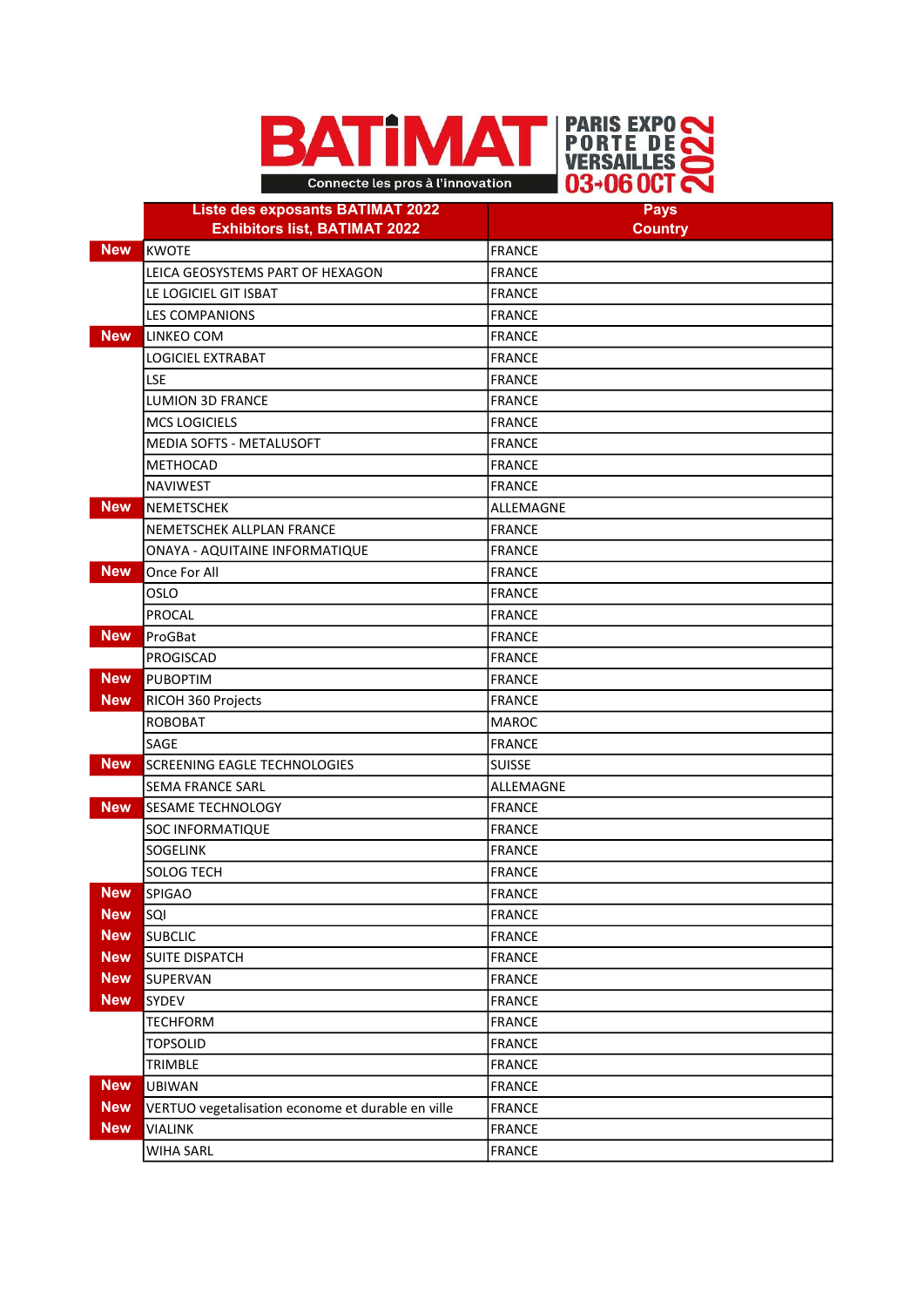BATIMAT

Connecte les pros à l'innovation

PARIS EXPO PORTE DE VERSAILLES 03-06 OCT 2022

| | Liste des exposants BATIMAT 2022<br>Exhibitors list, BATIMAT 2022 | Pays<br>Country |
|---|---|---|
| New | KWOTE | FRANCE |
| | LEICA GEOSYSTEMS PART OF HEXAGON | FRANCE |
| | LE LOGICIEL GIT ISBAT | FRANCE |
| | LES COMPANIONS | FRANCE |
| New | LINKEO COM | FRANCE |
| | LOGICIEL EXTRABAT | FRANCE |
| | LSE | FRANCE |
| | LUMION 3D FRANCE | FRANCE |
| | MCS LOGICIELS | FRANCE |
| | MEDIA SOFTS - METALUSOFT | FRANCE |
| | METHOCAD | FRANCE |
| | NAVIWEST | FRANCE |
| New | NEMETSCHEK | ALLEMAGNE |
| | NEMETSCHEK ALLPLAN FRANCE | FRANCE |
| | ONAYA - AQUITAINE INFORMATIQUE | FRANCE |
| New | Once For All | FRANCE |
| | OSLO | FRANCE |
| | PROCAL | FRANCE |
| New | ProGBat | FRANCE |
| | PROGISCAD | FRANCE |
| New | PUBOPTIM | FRANCE |
| New | RICOH 360 Projects | FRANCE |
| | ROBOBAT | MAROC |
| | SAGE | FRANCE |
| New | SCREENING EAGLE TECHNOLOGIES | SUISSE |
| | SEMA FRANCE SARL | ALLEMAGNE |
| New | SESAME TECHNOLOGY | FRANCE |
| | SOC INFORMATIQUE | FRANCE |
| | SOGELINK | FRANCE |
| | SOLOG TECH | FRANCE |
| New | SPIGAO | FRANCE |
| New | SQI | FRANCE |
| New | SUBCLIC | FRANCE |
| New | SUITE DISPATCH | FRANCE |
| New | SUPERVAN | FRANCE |
| New | SYDEV | FRANCE |
| | TECHFORM | FRANCE |
| | TOPSOLID | FRANCE |
| | TRIMBLE | FRANCE |
| New | UBIWAN | FRANCE |
| New | VERTUO vegetalisation econome et durable en ville | FRANCE |
| New | VIALINK | FRANCE |
| | WIHA SARL | FRANCE |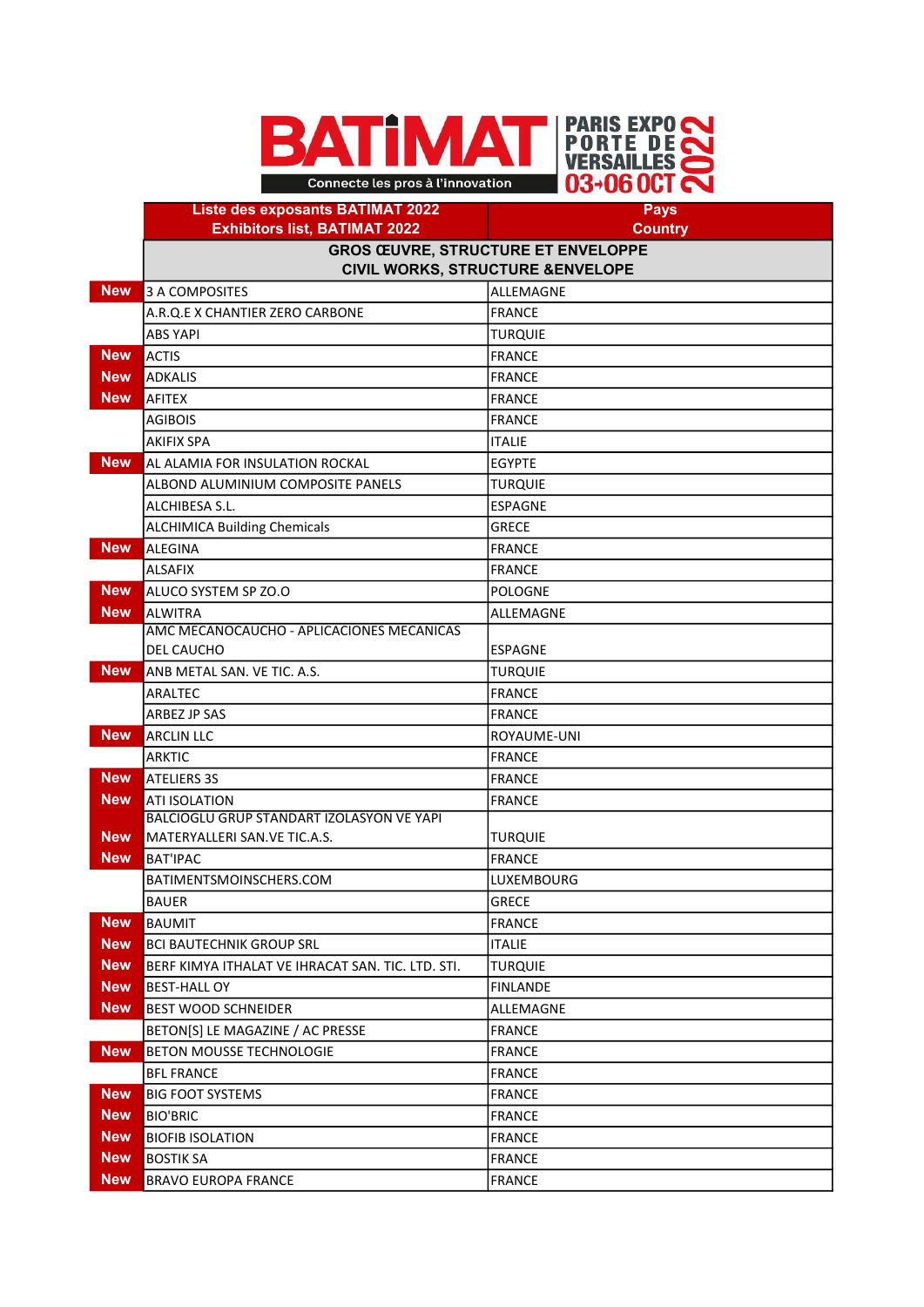BATIMAT PARIS EXPO PORTE DE VERSAILLES 03→06 OCT 2022

Connecte les pros à l'innovation

| | Liste des exposants BATIMAT 2022<br>Exhibitors list, BATIMAT 2022 | Pays<br>Country |
|---|---|---|
| | **GROS ŒUVRE, STRUCTURE ET ENVELOPPE<br>CIVIL WORKS, STRUCTURE &ENVELOPE** | |
| New | 3 A COMPOSITES | ALLEMAGNE |
| | A.R.Q.E X CHANTIER ZERO CARBONE | FRANCE |
| | ABS YAPI | TURQUIE |
| New | ACTIS | FRANCE |
| New | ADKALIS | FRANCE |
| New | AFITEX | FRANCE |
| | AGIBOIS | FRANCE |
| | AKIFIX SPA | ITALIE |
| New | AL ALAMIA FOR INSULATION ROCKAL | EGYPTE |
| | ALBOND ALUMINIUM COMPOSITE PANELS | TURQUIE |
| | ALCHIBESA S.L. | ESPAGNE |
| | ALCHIMICA Building Chemicals | GRECE |
| New | ALEGINA | FRANCE |
| | ALSAFIX | FRANCE |
| New | ALUCO SYSTEM SP ZO.O | POLOGNE |
| New | ALWITRA | ALLEMAGNE |
| | AMC MECANOCAUCHO - APLICACIONES MECANICAS DEL CAUCHO | ESPAGNE |
| New | ANB METAL SAN. VE TIC. A.S. | TURQUIE |
| | ARALTEC | FRANCE |
| | ARBEZ JP SAS | FRANCE |
| New | ARCLIN LLC | ROYAUME-UNI |
| | ARKTIC | FRANCE |
| New | ATELIERS 3S | FRANCE |
| New | ATI ISOLATION | FRANCE |
| New | BALCIOGLU GRUP STANDART IZOLASYON VE YAPI MATERYALLERI SAN.VE TIC.A.S. | TURQUIE |
| New | BAT'IPAC | FRANCE |
| | BATIMENTSMOINSCHERS.COM | LUXEMBOURG |
| | BAUER | GRECE |
| New | BAUMIT | FRANCE |
| New | BCI BAUTECHNIK GROUP SRL | ITALIE |
| New | BERF KIMYA ITHALAT VE IHRACAT SAN. TIC. LTD. STI. | TURQUIE |
| New | BEST-HALL OY | FINLANDE |
| New | BEST WOOD SCHNEIDER | ALLEMAGNE |
| | BETON[S] LE MAGAZINE / AC PRESSE | FRANCE |
| New | BETON MOUSSE TECHNOLOGIE | FRANCE |
| | BFL FRANCE | FRANCE |
| New | BIG FOOT SYSTEMS | FRANCE |
| New | BIO'BRIC | FRANCE |
| New | BIOFIB ISOLATION | FRANCE |
| New | BOSTIK SA | FRANCE |
| New | BRAVO EUROPA FRANCE | FRANCE |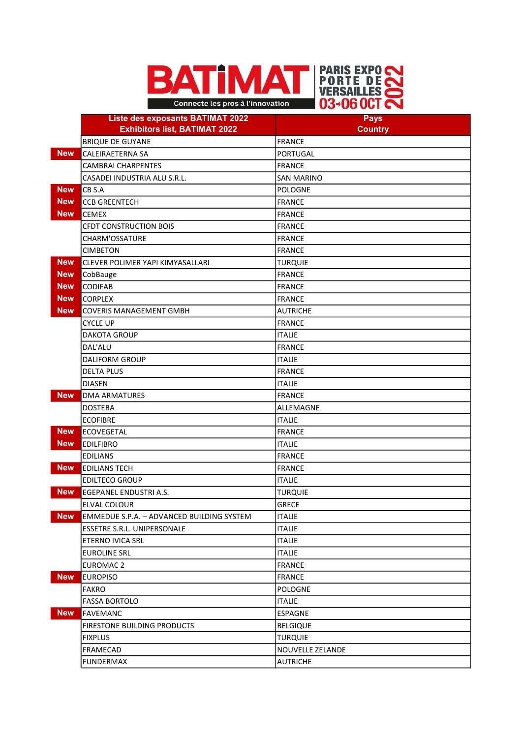BATIMAT

Connecte les pros à l'innovation

PARIS EXPO PORTE DE VERSAILLES 03-06 OCT 2022

| | Liste des exposants BATIMAT 2022<br>Exhibitors list, BATIMAT 2022 | Pays<br>Country |
|---|---|---|
| | BRIQUE DE GUYANE | FRANCE |
| New | CALEIRAETERNA SA | PORTUGAL |
| | CAMBRAI CHARPENTES | FRANCE |
| | CASADEI INDUSTRIA ALU S.R.L. | SAN MARINO |
| New | CB S.A | POLOGNE |
| New | CCB GREENTECH | FRANCE |
| New | CEMEX | FRANCE |
| | CFDT CONSTRUCTION BOIS | FRANCE |
| | CHARM'OSSATURE | FRANCE |
| | CIMBETON | FRANCE |
| New | CLEVER POLIMER YAPI KIMYASALLARI | TURQUIE |
| New | CobBauge | FRANCE |
| New | CODIFAB | FRANCE |
| New | CORPLEX | FRANCE |
| New | COVERIS MANAGEMENT GMBH | AUTRICHE |
| | CYCLE UP | FRANCE |
| | DAKOTA GROUP | ITALIE |
| | DAL'ALU | FRANCE |
| | DALIFORM GROUP | ITALIE |
| | DELTA PLUS | FRANCE |
| | DIASEN | ITALIE |
| New | DMA ARMATURES | FRANCE |
| | DOSTEBA | ALLEMAGNE |
| | ECOFIBRE | ITALIE |
| New | ECOVEGETAL | FRANCE |
| New | EDILFIBRO | ITALIE |
| | EDILIANS | FRANCE |
| New | EDILIANS TECH | FRANCE |
| | EDILTECO GROUP | ITALIE |
| New | EGEPANEL ENDUSTRI A.S. | TURQUIE |
| | ELVAL COLOUR | GRECE |
| New | EMMEDUE S.P.A. – ADVANCED BUILDING SYSTEM | ITALIE |
| | ESSETRE S.R.L. UNIPERSONALE | ITALIE |
| | ETERNO IVICA SRL | ITALIE |
| | EUROLINE SRL | ITALIE |
| | EUROMAC 2 | FRANCE |
| New | EUROPISO | FRANCE |
| | FAKRO | POLOGNE |
| | FASSA BORTOLO | ITALIE |
| New | FAVEMANC | ESPAGNE |
| | FIRESTONE BUILDING PRODUCTS | BELGIQUE |
| | FIXPLUS | TURQUIE |
| | FRAMECAD | NOUVELLE ZELANDE |
| | FUNDERMAX | AUTRICHE |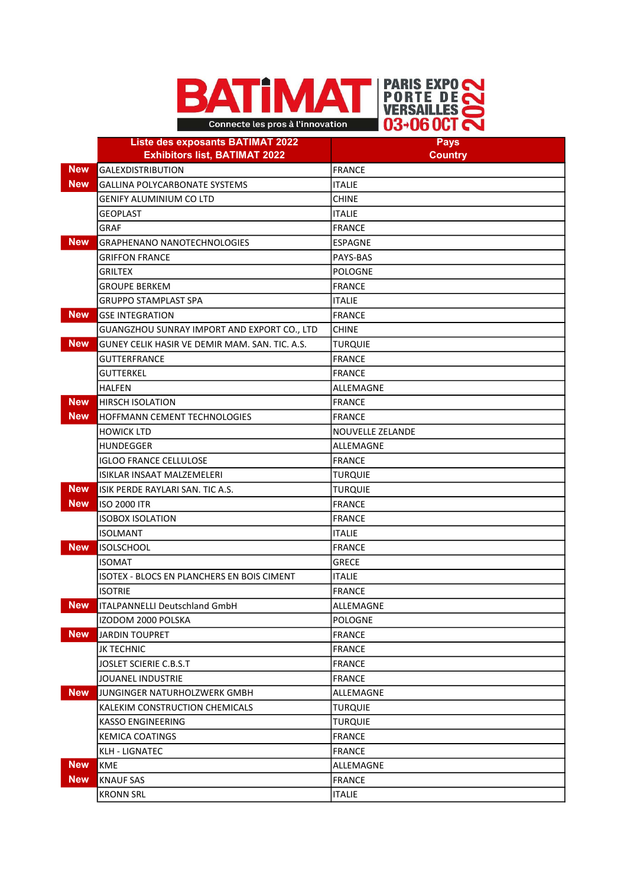BATIMAT
Connecte les pros à l'innovation

PARIS EXPO PORTE DE VERSAILLES 03→06 OCT 2022

| | Liste des exposants BATIMAT 2022<br>Exhibitors list, BATIMAT 2022 | Pays<br>Country |
|---|---|---|
| New | GALEXDISTRIBUTION | FRANCE |
| New | GALLINA POLYCARBONATE SYSTEMS | ITALIE |
| | GENIFY ALUMINIUM CO LTD | CHINE |
| | GEOPLAST | ITALIE |
| | GRAF | FRANCE |
| New | GRAPHENANO NANOTECHNOLOGIES | ESPAGNE |
| | GRIFFON FRANCE | PAYS-BAS |
| | GRILTEX | POLOGNE |
| | GROUPE BERKEM | FRANCE |
| | GRUPPO STAMPLAST SPA | ITALIE |
| New | GSE INTEGRATION | FRANCE |
| | GUANGZHOU SUNRAY IMPORT AND EXPORT CO., LTD | CHINE |
| New | GUNEY CELIK HASIR VE DEMIR MAM. SAN. TIC. A.S. | TURQUIE |
| | GUTTERFRANCE | FRANCE |
| | GUTTERKEL | FRANCE |
| | HALFEN | ALLEMAGNE |
| New | HIRSCH ISOLATION | FRANCE |
| New | HOFFMANN CEMENT TECHNOLOGIES | FRANCE |
| | HOWICK LTD | NOUVELLE ZELANDE |
| | HUNDEGGER | ALLEMAGNE |
| | IGLOO FRANCE CELLULOSE | FRANCE |
| | ISIKLAR INSAAT MALZEMELERI | TURQUIE |
| New | ISIK PERDE RAYLARI SAN. TIC A.S. | TURQUIE |
| New | ISO 2000 ITR | FRANCE |
| | ISOBOX ISOLATION | FRANCE |
| | ISOLMANT | ITALIE |
| New | ISOLSCHOOL | FRANCE |
| | ISOMAT | GRECE |
| | ISOTEX - BLOCS EN PLANCHERS EN BOIS CIMENT | ITALIE |
| | ISOTRIE | FRANCE |
| New | ITALPANNELLI Deutschland GmbH | ALLEMAGNE |
| | IZODOM 2000 POLSKA | POLOGNE |
| New | JARDIN TOUPRET | FRANCE |
| | JK TECHNIC | FRANCE |
| | JOSLET SCIERIE C.B.S.T | FRANCE |
| | JOUANEL INDUSTRIE | FRANCE |
| New | JUNGINGER NATURHOLZWERK GMBH | ALLEMAGNE |
| | KALEKIM CONSTRUCTION CHEMICALS | TURQUIE |
| | KASSO ENGINEERING | TURQUIE |
| | KEMICA COATINGS | FRANCE |
| | KLH - LIGNATEC | FRANCE |
| New | KME | ALLEMAGNE |
| New | KNAUF SAS | FRANCE |
| | KRONN SRL | ITALIE |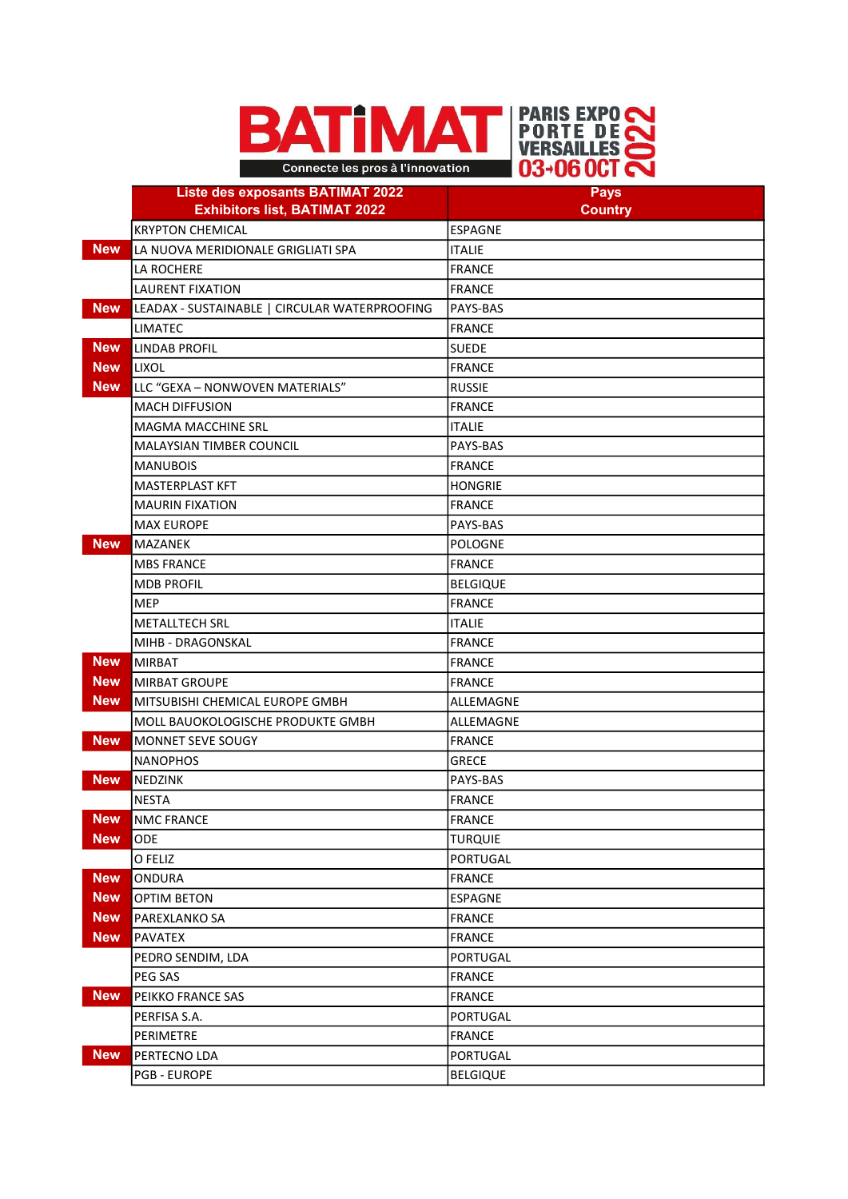BATIMAT — Connecte les pros à l'innovation

PARIS EXPO PORTE DE VERSAILLES 03-06 OCT 2022

| | Liste des exposants BATIMAT 2022<br>Exhibitors list, BATIMAT 2022 | Pays<br>Country |
|---|---|---|
| | KRYPTON CHEMICAL | ESPAGNE |
| New | LA NUOVA MERIDIONALE GRIGLIATI SPA | ITALIE |
| | LA ROCHERE | FRANCE |
| | LAURENT FIXATION | FRANCE |
| New | LEADAX - SUSTAINABLE \| CIRCULAR WATERPROOFING | PAYS-BAS |
| | LIMATEC | FRANCE |
| New | LINDAB PROFIL | SUEDE |
| New | LIXOL | FRANCE |
| New | LLC "GEXA – NONWOVEN MATERIALS" | RUSSIE |
| | MACH DIFFUSION | FRANCE |
| | MAGMA MACCHINE SRL | ITALIE |
| | MALAYSIAN TIMBER COUNCIL | PAYS-BAS |
| | MANUBOIS | FRANCE |
| | MASTERPLAST KFT | HONGRIE |
| | MAURIN FIXATION | FRANCE |
| | MAX EUROPE | PAYS-BAS |
| New | MAZANEK | POLOGNE |
| | MBS FRANCE | FRANCE |
| | MDB PROFIL | BELGIQUE |
| | MEP | FRANCE |
| | METALLTECH SRL | ITALIE |
| | MIHB - DRAGONSKAL | FRANCE |
| New | MIRBAT | FRANCE |
| New | MIRBAT GROUPE | FRANCE |
| New | MITSUBISHI CHEMICAL EUROPE GMBH | ALLEMAGNE |
| | MOLL BAUOKOLOGISCHE PRODUKTE GMBH | ALLEMAGNE |
| New | MONNET SEVE SOUGY | FRANCE |
| | NANOPHOS | GRECE |
| New | NEDZINK | PAYS-BAS |
| | NESTA | FRANCE |
| New | NMC FRANCE | FRANCE |
| New | ODE | TURQUIE |
| | O FELIZ | PORTUGAL |
| New | ONDURA | FRANCE |
| New | OPTIM BETON | ESPAGNE |
| New | PAREXLANKO SA | FRANCE |
| New | PAVATEX | FRANCE |
| | PEDRO SENDIM, LDA | PORTUGAL |
| | PEG SAS | FRANCE |
| New | PEIKKO FRANCE SAS | FRANCE |
| | PERFISA S.A. | PORTUGAL |
| | PERIMETRE | FRANCE |
| New | PERTECNO LDA | PORTUGAL |
| | PGB - EUROPE | BELGIQUE |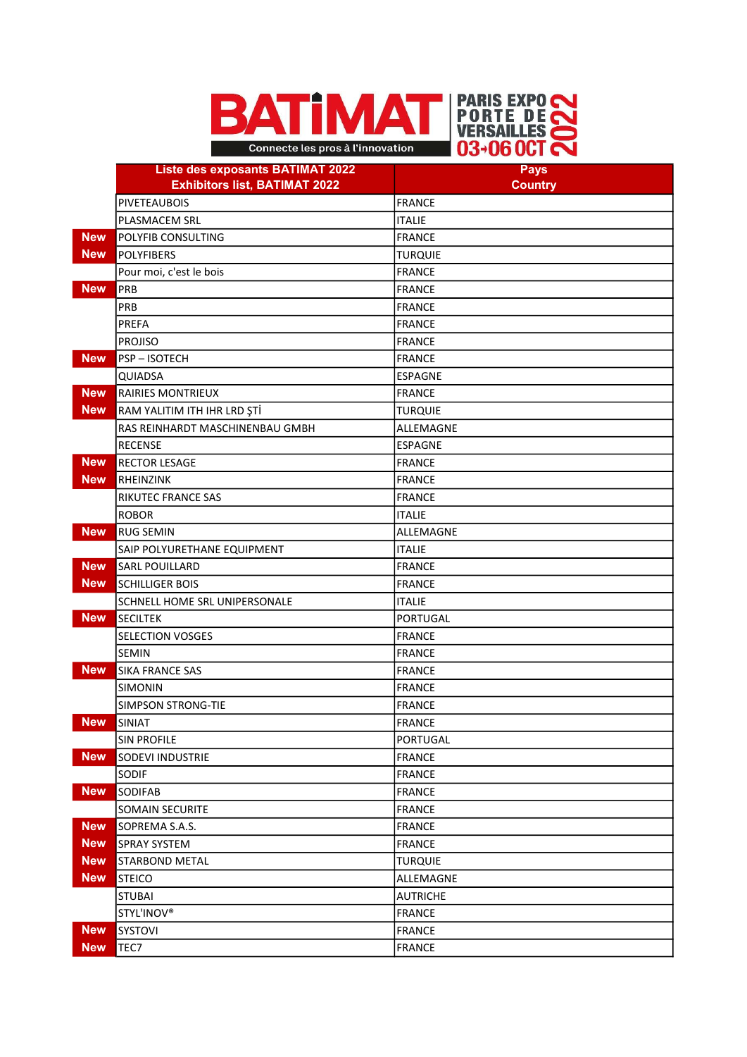| | Liste des exposants BATIMAT 2022<br>Exhibitors list, BATIMAT 2022 | Pays<br>Country |
|---|---|---|
| | PIVETEAUBOIS | FRANCE |
| | PLASMACEM SRL | ITALIE |
| New | POLYFIB CONSULTING | FRANCE |
| New | POLYFIBERS | TURQUIE |
| | Pour moi, c'est le bois | FRANCE |
| New | PRB | FRANCE |
| | PRB | FRANCE |
| | PREFA | FRANCE |
| | PROJISO | FRANCE |
| New | PSP – ISOTECH | FRANCE |
| | QUIADSA | ESPAGNE |
| New | RAIRIES MONTRIEUX | FRANCE |
| New | RAM YALITIM ITH IHR LRD ŞTİ | TURQUIE |
| | RAS REINHARDT MASCHINENBAU GMBH | ALLEMAGNE |
| | RECENSE | ESPAGNE |
| New | RECTOR LESAGE | FRANCE |
| New | RHEINZINK | FRANCE |
| | RIKUTEC FRANCE SAS | FRANCE |
| | ROBOR | ITALIE |
| New | RUG SEMIN | ALLEMAGNE |
| | SAIP POLYURETHANE EQUIPMENT | ITALIE |
| New | SARL POUILLARD | FRANCE |
| New | SCHILLIGER BOIS | FRANCE |
| | SCHNELL HOME SRL UNIPERSONALE | ITALIE |
| New | SECILTEK | PORTUGAL |
| | SELECTION VOSGES | FRANCE |
| | SEMIN | FRANCE |
| New | SIKA FRANCE SAS | FRANCE |
| | SIMONIN | FRANCE |
| | SIMPSON STRONG-TIE | FRANCE |
| New | SINIAT | FRANCE |
| | SIN PROFILE | PORTUGAL |
| New | SODEVI INDUSTRIE | FRANCE |
| | SODIF | FRANCE |
| New | SODIFAB | FRANCE |
| | SOMAIN SECURITE | FRANCE |
| New | SOPREMA S.A.S. | FRANCE |
| New | SPRAY SYSTEM | FRANCE |
| New | STARBOND METAL | TURQUIE |
| New | STEICO | ALLEMAGNE |
| | STUBAI | AUTRICHE |
| | STYL'INOV® | FRANCE |
| New | SYSTOVI | FRANCE |
| New | TEC7 | FRANCE |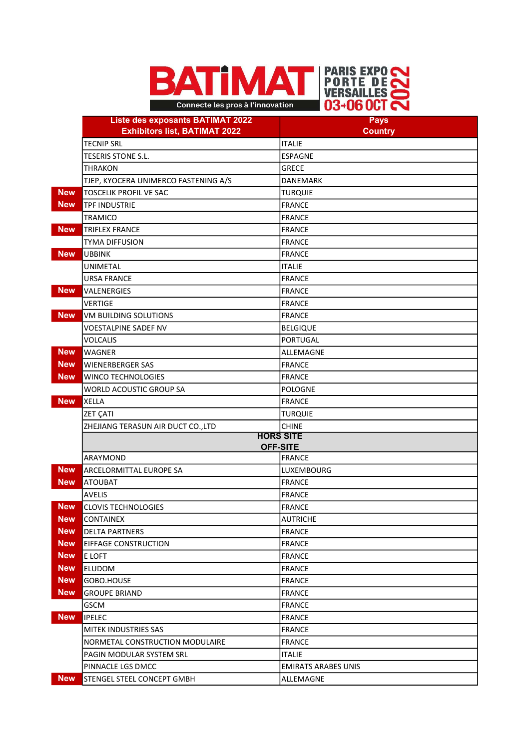BATIMAT — Connecte les pros à l'innovation — PARIS EXPO PORTE DE VERSAILLES 03-06 OCT 2022

| | Liste des exposants BATIMAT 2022<br>Exhibitors list, BATIMAT 2022 | Pays<br>Country |
|---|---|---|
| | TECNIP SRL | ITALIE |
| | TESERIS STONE S.L. | ESPAGNE |
| | THRAKON | GRECE |
| | TJEP, KYOCERA UNIMERCO FASTENING A/S | DANEMARK |
| New | TOSCELIK PROFIL VE SAC | TURQUIE |
| New | TPF INDUSTRIE | FRANCE |
| | TRAMICO | FRANCE |
| New | TRIFLEX FRANCE | FRANCE |
| | TYMA DIFFUSION | FRANCE |
| New | UBBINK | FRANCE |
| | UNIMETAL | ITALIE |
| | URSA FRANCE | FRANCE |
| New | VALENERGIES | FRANCE |
| | VERTIGE | FRANCE |
| New | VM BUILDING SOLUTIONS | FRANCE |
| | VOESTALPINE SADEF NV | BELGIQUE |
| | VOLCALIS | PORTUGAL |
| New | WAGNER | ALLEMAGNE |
| New | WIENERBERGER SAS | FRANCE |
| New | WINCO TECHNOLOGIES | FRANCE |
| | WORLD ACOUSTIC GROUP SA | POLOGNE |
| New | XELLA | FRANCE |
| | ZET ÇATI | TURQUIE |
| | ZHEJIANG TERASUN AIR DUCT CO.,LTD | CHINE |
| | **HORS SITE<br>OFF-SITE** | |
| | ARAYMOND | FRANCE |
| New | ARCELORMITTAL EUROPE SA | LUXEMBOURG |
| New | ATOUBAT | FRANCE |
| | AVELIS | FRANCE |
| New | CLOVIS TECHNOLOGIES | FRANCE |
| New | CONTAINEX | AUTRICHE |
| New | DELTA PARTNERS | FRANCE |
| New | EIFFAGE CONSTRUCTION | FRANCE |
| New | E LOFT | FRANCE |
| New | ELUDOM | FRANCE |
| New | GOBO.HOUSE | FRANCE |
| New | GROUPE BRIAND | FRANCE |
| | GSCM | FRANCE |
| New | IPELEC | FRANCE |
| | MITEK INDUSTRIES SAS | FRANCE |
| | NORMETAL CONSTRUCTION MODULAIRE | FRANCE |
| | PAGIN MODULAR SYSTEM SRL | ITALIE |
| | PINNACLE LGS DMCC | EMIRATS ARABES UNIS |
| New | STENGEL STEEL CONCEPT GMBH | ALLEMAGNE |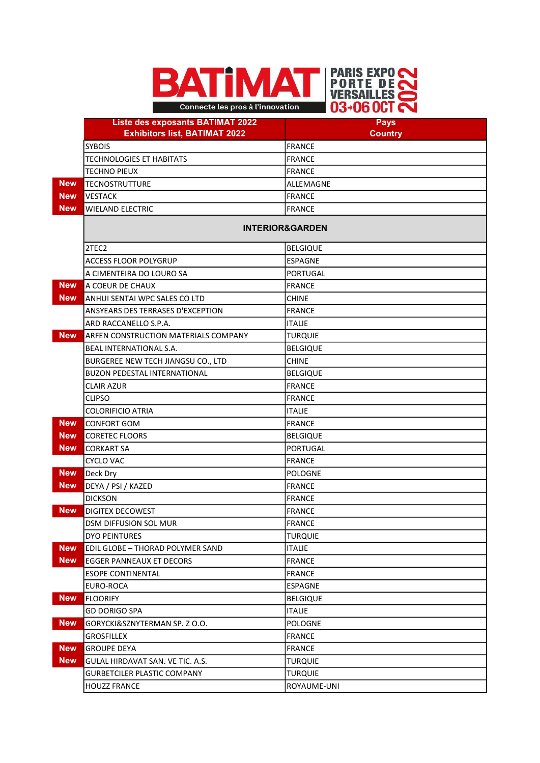BATIMAT

Connecte les pros à l'innovation

PARIS EXPO PORTE DE VERSAILLES 03-06 OCT 2022

| | Liste des exposants BATIMAT 2022<br>Exhibitors list, BATIMAT 2022 | Pays<br>Country |
|---|---|---|
| | SYBOIS | FRANCE |
| | TECHNOLOGIES ET HABITATS | FRANCE |
| | TECHNO PIEUX | FRANCE |
| New | TECNOSTRUTTURE | ALLEMAGNE |
| New | VESTACK | FRANCE |
| New | WIELAND ELECTRIC | FRANCE |
| | **INTERIOR&GARDEN** | |
| | 2TEC2 | BELGIQUE |
| | ACCESS FLOOR POLYGRUP | ESPAGNE |
| | A CIMENTEIRA DO LOURO SA | PORTUGAL |
| New | A COEUR DE CHAUX | FRANCE |
| New | ANHUI SENTAI WPC SALES CO LTD | CHINE |
| | ANSYEARS DES TERRASES D'EXCEPTION | FRANCE |
| | ARD RACCANELLO S.P.A. | ITALIE |
| New | ARFEN CONSTRUCTION MATERIALS COMPANY | TURQUIE |
| | BEAL INTERNATIONAL S.A. | BELGIQUE |
| | BURGEREE NEW TECH JIANGSU CO., LTD | CHINE |
| | BUZON PEDESTAL INTERNATIONAL | BELGIQUE |
| | CLAIR AZUR | FRANCE |
| | CLIPSO | FRANCE |
| | COLORIFICIO ATRIA | ITALIE |
| New | CONFORT GOM | FRANCE |
| New | CORETEC FLOORS | BELGIQUE |
| New | CORKART SA | PORTUGAL |
| | CYCLO VAC | FRANCE |
| New | Deck Dry | POLOGNE |
| New | DEYA / PSI / KAZED | FRANCE |
| | DICKSON | FRANCE |
| New | DIGITEX DECOWEST | FRANCE |
| | DSM DIFFUSION SOL MUR | FRANCE |
| | DYO PEINTURES | TURQUIE |
| New | EDIL GLOBE – THORAD POLYMER SAND | ITALIE |
| New | EGGER PANNEAUX ET DECORS | FRANCE |
| | ESOPE CONTINENTAL | FRANCE |
| | EURO-ROCA | ESPAGNE |
| New | FLOORIFY | BELGIQUE |
| | GD DORIGO SPA | ITALIE |
| New | GORYCKI&SZNYTERMAN SP. Z O.O. | POLOGNE |
| | GROSFILLEX | FRANCE |
| New | GROUPE DEYA | FRANCE |
| New | GULAL HIRDAVAT SAN. VE TIC. A.S. | TURQUIE |
| | GURBETCILER PLASTIC COMPANY | TURQUIE |
| | HOUZZ FRANCE | ROYAUME-UNI |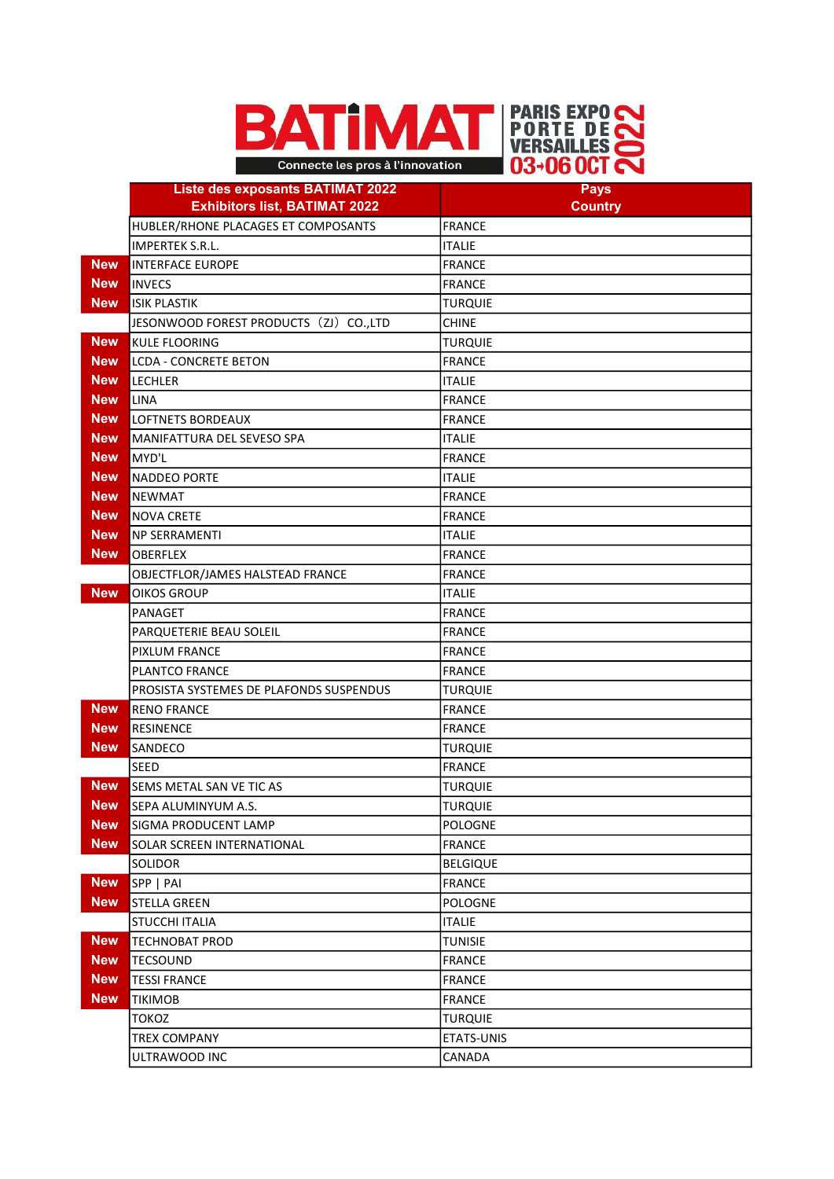BATIMAT Connecte les pros à l'innovation PARIS EXPO PORTE DE VERSAILLES 03-06 OCT 2022

| | Liste des exposants BATIMAT 2022 Exhibitors list, BATIMAT 2022 | Pays Country |
|---|---|---|
| | HUBLER/RHONE PLACAGES ET COMPOSANTS | FRANCE |
| | IMPERTEK S.R.L. | ITALIE |
| New | INTERFACE EUROPE | FRANCE |
| New | INVECS | FRANCE |
| New | ISIK PLASTIK | TURQUIE |
| | JESONWOOD FOREST PRODUCTS（ZJ） CO.,LTD | CHINE |
| New | KULE FLOORING | TURQUIE |
| New | LCDA - CONCRETE BETON | FRANCE |
| New | LECHLER | ITALIE |
| New | LINA | FRANCE |
| New | LOFTNETS BORDEAUX | FRANCE |
| New | MANIFATTURA DEL SEVESO SPA | ITALIE |
| New | MYD'L | FRANCE |
| New | NADDEO PORTE | ITALIE |
| New | NEWMAT | FRANCE |
| New | NOVA CRETE | FRANCE |
| New | NP SERRAMENTI | ITALIE |
| New | OBERFLEX | FRANCE |
| | OBJECTFLOR/JAMES HALSTEAD FRANCE | FRANCE |
| New | OIKOS GROUP | ITALIE |
| | PANAGET | FRANCE |
| | PARQUETERIE BEAU SOLEIL | FRANCE |
| | PIXLUM FRANCE | FRANCE |
| | PLANTCO FRANCE | FRANCE |
| | PROSISTA SYSTEMES DE PLAFONDS SUSPENDUS | TURQUIE |
| New | RENO FRANCE | FRANCE |
| New | RESINENCE | FRANCE |
| New | SANDECO | TURQUIE |
| | SEED | FRANCE |
| New | SEMS METAL SAN VE TIC AS | TURQUIE |
| New | SEPA ALUMINYUM A.S. | TURQUIE |
| New | SIGMA PRODUCENT LAMP | POLOGNE |
| New | SOLAR SCREEN INTERNATIONAL | FRANCE |
| | SOLIDOR | BELGIQUE |
| New | SPP \| PAI | FRANCE |
| New | STELLA GREEN | POLOGNE |
| | STUCCHI ITALIA | ITALIE |
| New | TECHNOBAT PROD | TUNISIE |
| New | TECSOUND | FRANCE |
| New | TESSI FRANCE | FRANCE |
| New | TIKIMOB | FRANCE |
| | TOKOZ | TURQUIE |
| | TREX COMPANY | ETATS-UNIS |
| | ULTRAWOOD INC | CANADA |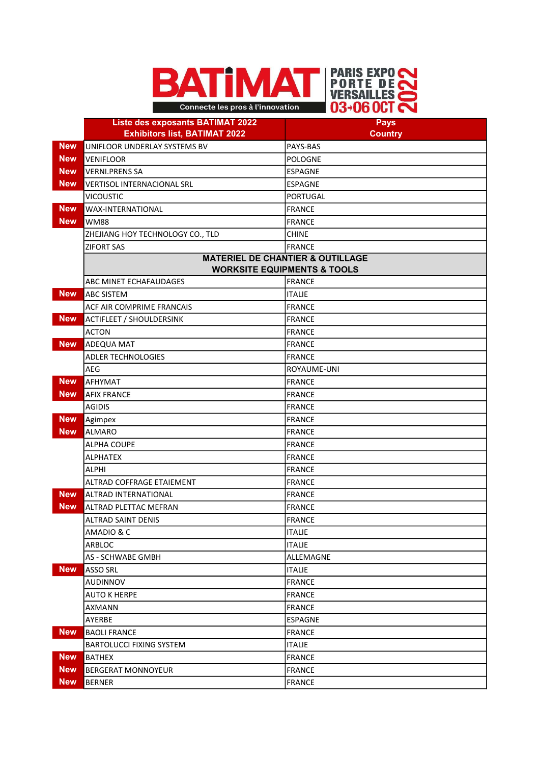BATIMAT

Connecte les pros à l'innovation

PARIS EXPO PORTE DE VERSAILLES 03→06 OCT 2022

| | Liste des exposants BATIMAT 2022<br>Exhibitors list, BATIMAT 2022 | Pays<br>Country |
|---|---|---|
| New | UNIFLOOR UNDERLAY SYSTEMS BV | PAYS-BAS |
| New | VENIFLOOR | POLOGNE |
| New | VERNI.PRENS SA | ESPAGNE |
| New | VERTISOL INTERNACIONAL SRL | ESPAGNE |
| | VICOUSTIC | PORTUGAL |
| New | WAX-INTERNATIONAL | FRANCE |
| New | WM88 | FRANCE |
| | ZHEJIANG HOY TECHNOLOGY CO., TLD | CHINE |
| | ZIFORT SAS | FRANCE |
| | **MATERIEL DE CHANTIER & OUTILLAGE<br>WORKSITE EQUIPMENTS & TOOLS** | |
| | ABC MINET ECHAFAUDAGES | FRANCE |
| New | ABC SISTEM | ITALIE |
| | ACF AIR COMPRIME FRANCAIS | FRANCE |
| New | ACTIFLEET / SHOULDERSINK | FRANCE |
| | ACTON | FRANCE |
| New | ADEQUA MAT | FRANCE |
| | ADLER TECHNOLOGIES | FRANCE |
| | AEG | ROYAUME-UNI |
| New | AFHYMAT | FRANCE |
| New | AFIX FRANCE | FRANCE |
| | AGIDIS | FRANCE |
| New | Agimpex | FRANCE |
| New | ALMARO | FRANCE |
| | ALPHA COUPE | FRANCE |
| | ALPHATEX | FRANCE |
| | ALPHI | FRANCE |
| | ALTRAD COFFRAGE ETAIEMENT | FRANCE |
| New | ALTRAD INTERNATIONAL | FRANCE |
| New | ALTRAD PLETTAC MEFRAN | FRANCE |
| | ALTRAD SAINT DENIS | FRANCE |
| | AMADIO & C | ITALIE |
| | ARBLOC | ITALIE |
| | AS - SCHWABE GMBH | ALLEMAGNE |
| New | ASSO SRL | ITALIE |
| | AUDINNOV | FRANCE |
| | AUTO K HERPE | FRANCE |
| | AXMANN | FRANCE |
| | AYERBE | ESPAGNE |
| New | BAOLI FRANCE | FRANCE |
| | BARTOLUCCI FIXING SYSTEM | ITALIE |
| New | BATHEX | FRANCE |
| New | BERGERAT MONNOYEUR | FRANCE |
| New | BERNER | FRANCE |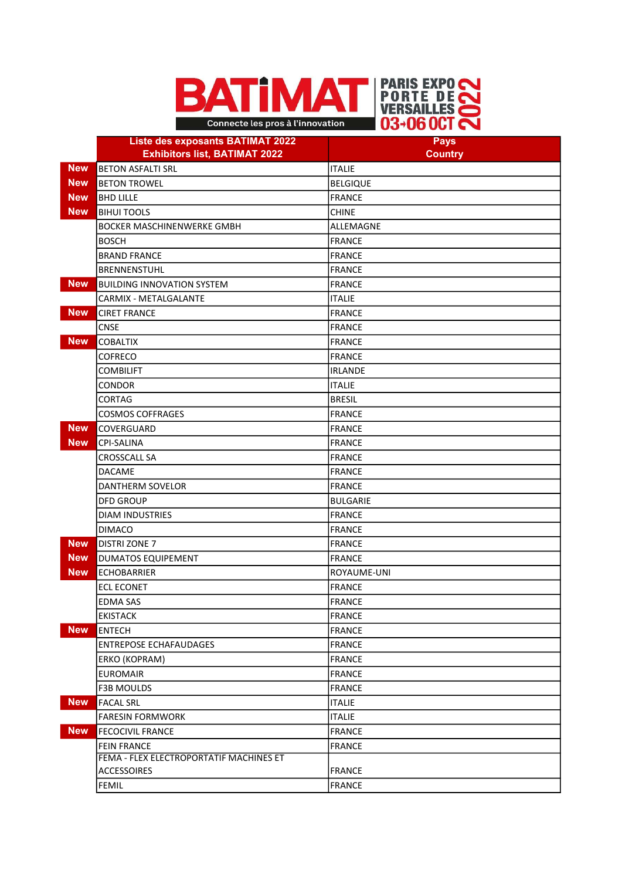BATIMAT — Connecte les pros à l'innovation

PARIS EXPO PORTE DE VERSAILLES 03-06 OCT 2022

| | Liste des exposants BATIMAT 2022 Exhibitors list, BATIMAT 2022 | Pays Country |
|---|---|---|
| New | BETON ASFALTI SRL | ITALIE |
| New | BETON TROWEL | BELGIQUE |
| New | BHD LILLE | FRANCE |
| New | BIHUI TOOLS | CHINE |
| | BOCKER MASCHINENWERKE GMBH | ALLEMAGNE |
| | BOSCH | FRANCE |
| | BRAND FRANCE | FRANCE |
| | BRENNENSTUHL | FRANCE |
| New | BUILDING INNOVATION SYSTEM | FRANCE |
| | CARMIX - METALGALANTE | ITALIE |
| New | CIRET FRANCE | FRANCE |
| | CNSE | FRANCE |
| New | COBALTIX | FRANCE |
| | COFRECO | FRANCE |
| | COMBILIFT | IRLANDE |
| | CONDOR | ITALIE |
| | CORTAG | BRESIL |
| | COSMOS COFFRAGES | FRANCE |
| New | COVERGUARD | FRANCE |
| New | CPI-SALINA | FRANCE |
| | CROSSCALL SA | FRANCE |
| | DACAME | FRANCE |
| | DANTHERM SOVELOR | FRANCE |
| | DFD GROUP | BULGARIE |
| | DIAM INDUSTRIES | FRANCE |
| | DIMACO | FRANCE |
| New | DISTRI ZONE 7 | FRANCE |
| New | DUMATOS EQUIPEMENT | FRANCE |
| New | ECHOBARRIER | ROYAUME-UNI |
| | ECL ECONET | FRANCE |
| | EDMA SAS | FRANCE |
| | EKISTACK | FRANCE |
| New | ENTECH | FRANCE |
| | ENTREPOSE ECHAFAUDAGES | FRANCE |
| | ERKO (KOPRAM) | FRANCE |
| | EUROMAIR | FRANCE |
| | F3B MOULDS | FRANCE |
| New | FACAL SRL | ITALIE |
| | FARESIN FORMWORK | ITALIE |
| New | FECOCIVIL FRANCE | FRANCE |
| | FEIN FRANCE | FRANCE |
| | FEMA - FLEX ELECTROPORTATIF MACHINES ET ACCESSOIRES | FRANCE |
| | FEMIL | FRANCE |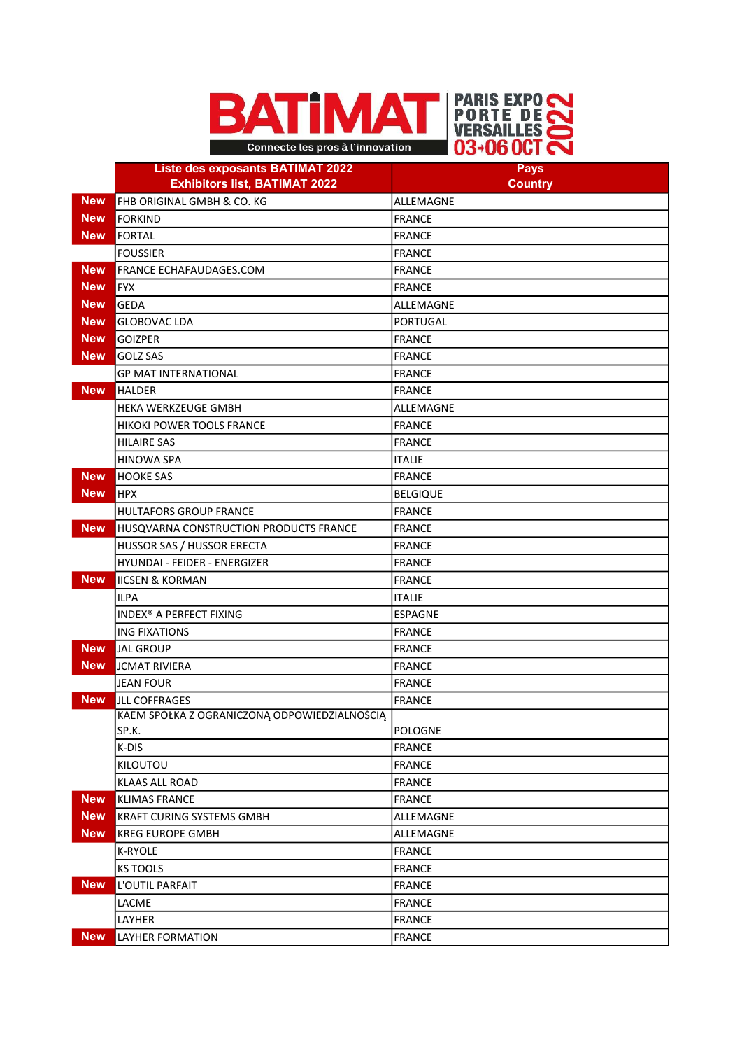BATIMAT PARIS EXPO PORTE DE VERSAILLES 03-06 OCT 2022

Connecte les pros à l'innovation

| | Liste des exposants BATIMAT 2022<br>Exhibitors list, BATIMAT 2022 | Pays<br>Country |
|---|---|---|
| New | FHB ORIGINAL GMBH & CO. KG | ALLEMAGNE |
| New | FORKIND | FRANCE |
| New | FORTAL | FRANCE |
| | FOUSSIER | FRANCE |
| New | FRANCE ECHAFAUDAGES.COM | FRANCE |
| New | FYX | FRANCE |
| New | GEDA | ALLEMAGNE |
| New | GLOBOVAC LDA | PORTUGAL |
| New | GOIZPER | FRANCE |
| New | GOLZ SAS | FRANCE |
| | GP MAT INTERNATIONAL | FRANCE |
| New | HALDER | FRANCE |
| | HEKA WERKZEUGE GMBH | ALLEMAGNE |
| | HIKOKI POWER TOOLS FRANCE | FRANCE |
| | HILAIRE SAS | FRANCE |
| | HINOWA SPA | ITALIE |
| New | HOOKE SAS | FRANCE |
| New | HPX | BELGIQUE |
| | HULTAFORS GROUP FRANCE | FRANCE |
| New | HUSQVARNA CONSTRUCTION PRODUCTS FRANCE | FRANCE |
| | HUSSOR SAS / HUSSOR ERECTA | FRANCE |
| | HYUNDAI - FEIDER - ENERGIZER | FRANCE |
| New | IICSEN & KORMAN | FRANCE |
| | ILPA | ITALIE |
| | INDEX® A PERFECT FIXING | ESPAGNE |
| | ING FIXATIONS | FRANCE |
| New | JAL GROUP | FRANCE |
| New | JCMAT RIVIERA | FRANCE |
| | JEAN FOUR | FRANCE |
| New | JLL COFFRAGES | FRANCE |
| | KAEM SPÓŁKA Z OGRANICZONĄ ODPOWIEDZIALNOŚCIĄ SP.K. | POLOGNE |
| | K-DIS | FRANCE |
| | KILOUTOU | FRANCE |
| | KLAAS ALL ROAD | FRANCE |
| New | KLIMAS FRANCE | FRANCE |
| New | KRAFT CURING SYSTEMS GMBH | ALLEMAGNE |
| New | KREG EUROPE GMBH | ALLEMAGNE |
| | K-RYOLE | FRANCE |
| | KS TOOLS | FRANCE |
| New | L'OUTIL PARFAIT | FRANCE |
| | LACME | FRANCE |
| | LAYHER | FRANCE |
| New | LAYHER FORMATION | FRANCE |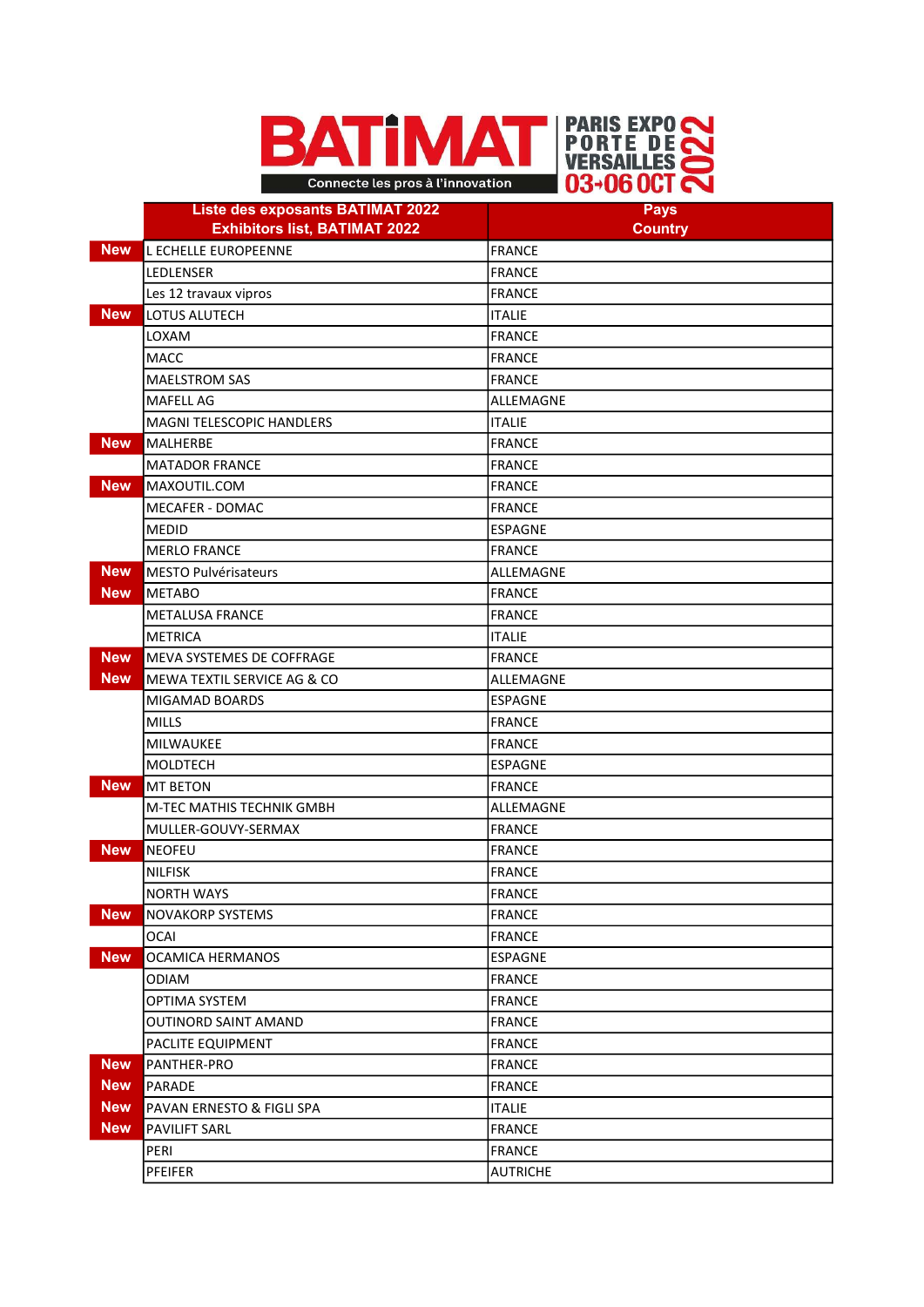BATIMAT

Connecte les pros à l'innovation

PARIS EXPO PORTE DE VERSAILLES 03→06 OCT 2022

| | Liste des exposants BATIMAT 2022<br>Exhibitors list, BATIMAT 2022 | Pays<br>Country |
|---|---|---|
| New | L ECHELLE EUROPEENNE | FRANCE |
| | LEDLENSER | FRANCE |
| | Les 12 travaux vipros | FRANCE |
| New | LOTUS ALUTECH | ITALIE |
| | LOXAM | FRANCE |
| | MACC | FRANCE |
| | MAELSTROM SAS | FRANCE |
| | MAFELL AG | ALLEMAGNE |
| | MAGNI TELESCOPIC HANDLERS | ITALIE |
| New | MALHERBE | FRANCE |
| | MATADOR FRANCE | FRANCE |
| New | MAXOUTIL.COM | FRANCE |
| | MECAFER - DOMAC | FRANCE |
| | MEDID | ESPAGNE |
| | MERLO FRANCE | FRANCE |
| New | MESTO Pulvérisateurs | ALLEMAGNE |
| New | METABO | FRANCE |
| | METALUSA FRANCE | FRANCE |
| | METRICA | ITALIE |
| New | MEVA SYSTEMES DE COFFRAGE | FRANCE |
| New | MEWA TEXTIL SERVICE AG & CO | ALLEMAGNE |
| | MIGAMAD BOARDS | ESPAGNE |
| | MILLS | FRANCE |
| | MILWAUKEE | FRANCE |
| | MOLDTECH | ESPAGNE |
| New | MT BETON | FRANCE |
| | M-TEC MATHIS TECHNIK GMBH | ALLEMAGNE |
| | MULLER-GOUVY-SERMAX | FRANCE |
| New | NEOFEU | FRANCE |
| | NILFISK | FRANCE |
| | NORTH WAYS | FRANCE |
| New | NOVAKORP SYSTEMS | FRANCE |
| | OCAI | FRANCE |
| New | OCAMICA HERMANOS | ESPAGNE |
| | ODIAM | FRANCE |
| | OPTIMA SYSTEM | FRANCE |
| | OUTINORD SAINT AMAND | FRANCE |
| | PACLITE EQUIPMENT | FRANCE |
| New | PANTHER-PRO | FRANCE |
| New | PARADE | FRANCE |
| New | PAVAN ERNESTO & FIGLI SPA | ITALIE |
| New | PAVILIFT SARL | FRANCE |
| | PERI | FRANCE |
| | PFEIFER | AUTRICHE |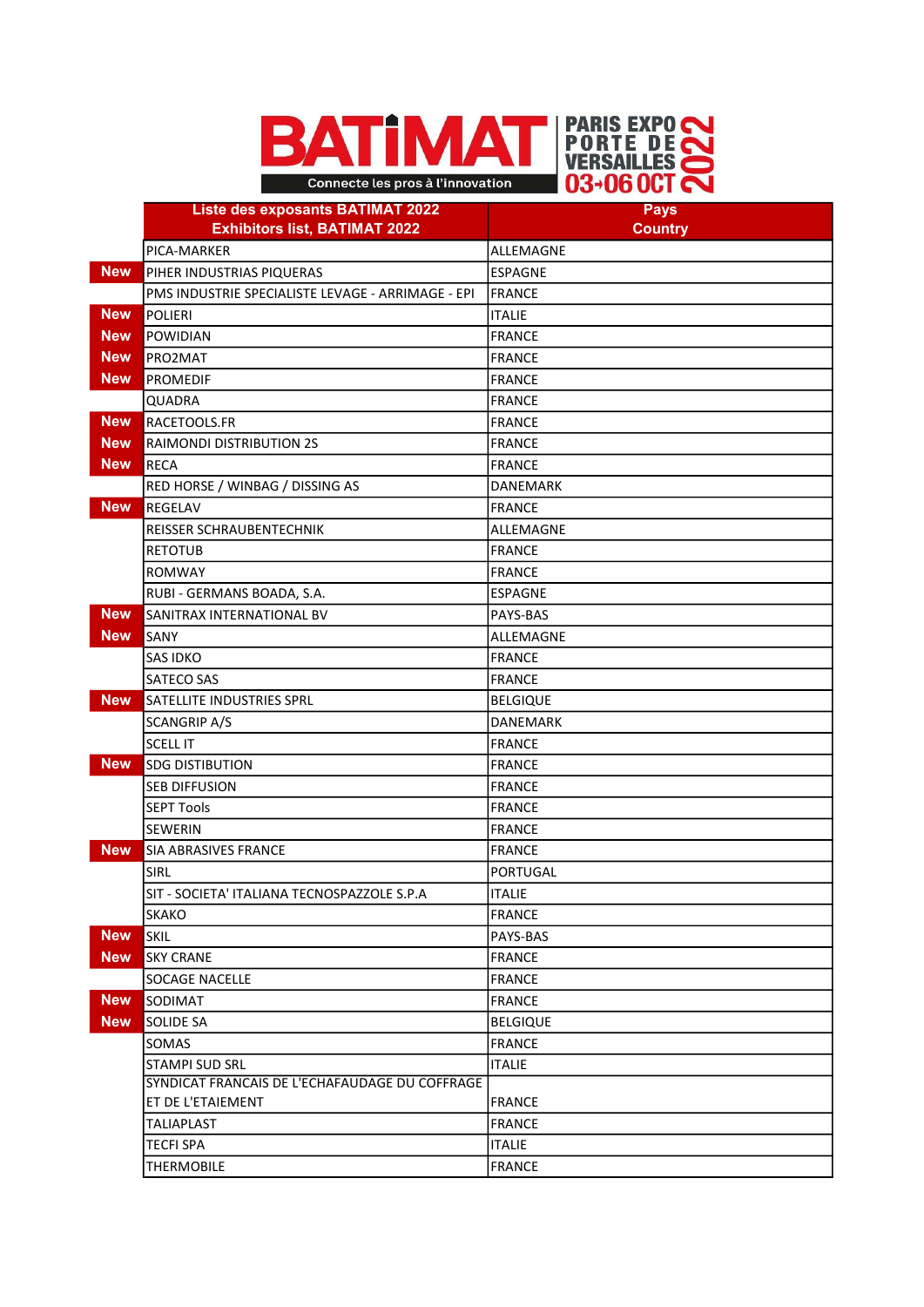BATIMAT

Connecte les pros à l'innovation

PARIS EXPO PORTE DE VERSAILLES 03→06 OCT 2022

| | Liste des exposants BATIMAT 2022 Exhibitors list, BATIMAT 2022 | Pays Country |
|---|---|---|
| | PICA-MARKER | ALLEMAGNE |
| New | PIHER INDUSTRIAS PIQUERAS | ESPAGNE |
| | PMS INDUSTRIE SPECIALISTE LEVAGE - ARRIMAGE - EPI | FRANCE |
| New | POLIERI | ITALIE |
| New | POWIDIAN | FRANCE |
| New | PRO2MAT | FRANCE |
| New | PROMEDIF | FRANCE |
| | QUADRA | FRANCE |
| New | RACETOOLS.FR | FRANCE |
| New | RAIMONDI DISTRIBUTION 2S | FRANCE |
| New | RECA | FRANCE |
| | RED HORSE / WINBAG / DISSING AS | DANEMARK |
| New | REGELAV | FRANCE |
| | REISSER SCHRAUBENTECHNIK | ALLEMAGNE |
| | RETOTUB | FRANCE |
| | ROMWAY | FRANCE |
| | RUBI - GERMANS BOADA, S.A. | ESPAGNE |
| New | SANITRAX INTERNATIONAL BV | PAYS-BAS |
| New | SANY | ALLEMAGNE |
| | SAS IDKO | FRANCE |
| | SATECO SAS | FRANCE |
| New | SATELLITE INDUSTRIES SPRL | BELGIQUE |
| | SCANGRIP A/S | DANEMARK |
| | SCELL IT | FRANCE |
| New | SDG DISTIBUTION | FRANCE |
| | SEB DIFFUSION | FRANCE |
| | SEPT Tools | FRANCE |
| | SEWERIN | FRANCE |
| New | SIA ABRASIVES FRANCE | FRANCE |
| | SIRL | PORTUGAL |
| | SIT - SOCIETA' ITALIANA TECNOSPAZZOLE S.P.A | ITALIE |
| | SKAKO | FRANCE |
| New | SKIL | PAYS-BAS |
| New | SKY CRANE | FRANCE |
| | SOCAGE NACELLE | FRANCE |
| New | SODIMAT | FRANCE |
| New | SOLIDE SA | BELGIQUE |
| | SOMAS | FRANCE |
| | STAMPI SUD SRL | ITALIE |
| | SYNDICAT FRANCAIS DE L'ECHAFAUDAGE DU COFFRAGE ET DE L'ETAIEMENT | FRANCE |
| | TALIAPLAST | FRANCE |
| | TECFI SPA | ITALIE |
| | THERMOBILE | FRANCE |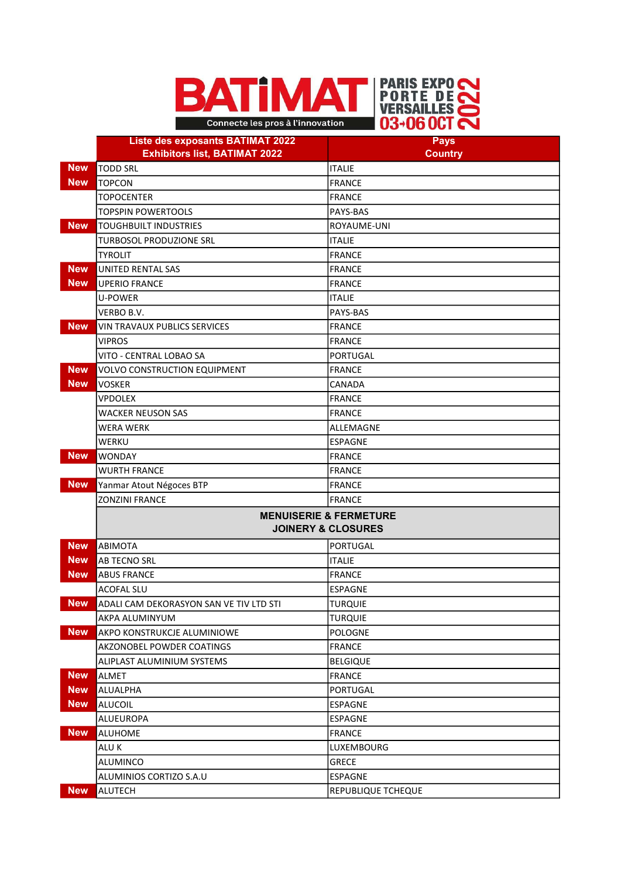BATIMAT PARIS EXPO PORTE DE VERSAILLES 03→06 OCT 2022

Connecte les pros à l'innovation

| | Liste des exposants BATIMAT 2022<br>Exhibitors list, BATIMAT 2022 | Pays<br>Country |
|---|---|---|
| New | TODD SRL | ITALIE |
| New | TOPCON | FRANCE |
| | TOPOCENTER | FRANCE |
| | TOPSPIN POWERTOOLS | PAYS-BAS |
| New | TOUGHBUILT INDUSTRIES | ROYAUME-UNI |
| | TURBOSOL PRODUZIONE SRL | ITALIE |
| | TYROLIT | FRANCE |
| New | UNITED RENTAL SAS | FRANCE |
| New | UPERIO FRANCE | FRANCE |
| | U-POWER | ITALIE |
| | VERBO B.V. | PAYS-BAS |
| New | VIN TRAVAUX PUBLICS SERVICES | FRANCE |
| | VIPROS | FRANCE |
| | VITO - CENTRAL LOBAO SA | PORTUGAL |
| New | VOLVO CONSTRUCTION EQUIPMENT | FRANCE |
| New | VOSKER | CANADA |
| | VPDOLEX | FRANCE |
| | WACKER NEUSON SAS | FRANCE |
| | WERA WERK | ALLEMAGNE |
| | WERKU | ESPAGNE |
| New | WONDAY | FRANCE |
| | WURTH FRANCE | FRANCE |
| New | Yanmar Atout Négoces BTP | FRANCE |
| | ZONZINI FRANCE | FRANCE |
| | **MENUISERIE & FERMETURE<br>JOINERY & CLOSURES** | |
| New | ABIMOTA | PORTUGAL |
| New | AB TECNO SRL | ITALIE |
| New | ABUS FRANCE | FRANCE |
| | ACOFAL SLU | ESPAGNE |
| New | ADALI CAM DEKORASYON SAN VE TIV LTD STI | TURQUIE |
| | AKPA ALUMINYUM | TURQUIE |
| New | AKPO KONSTRUKCJE ALUMINIOWE | POLOGNE |
| | AKZONOBEL POWDER COATINGS | FRANCE |
| | ALIPLAST ALUMINIUM SYSTEMS | BELGIQUE |
| New | ALMET | FRANCE |
| New | ALUALPHA | PORTUGAL |
| New | ALUCOIL | ESPAGNE |
| | ALUEUROPA | ESPAGNE |
| New | ALUHOME | FRANCE |
| | ALU K | LUXEMBOURG |
| | ALUMINCO | GRECE |
| | ALUMINIOS CORTIZO S.A.U | ESPAGNE |
| New | ALUTECH | REPUBLIQUE TCHEQUE |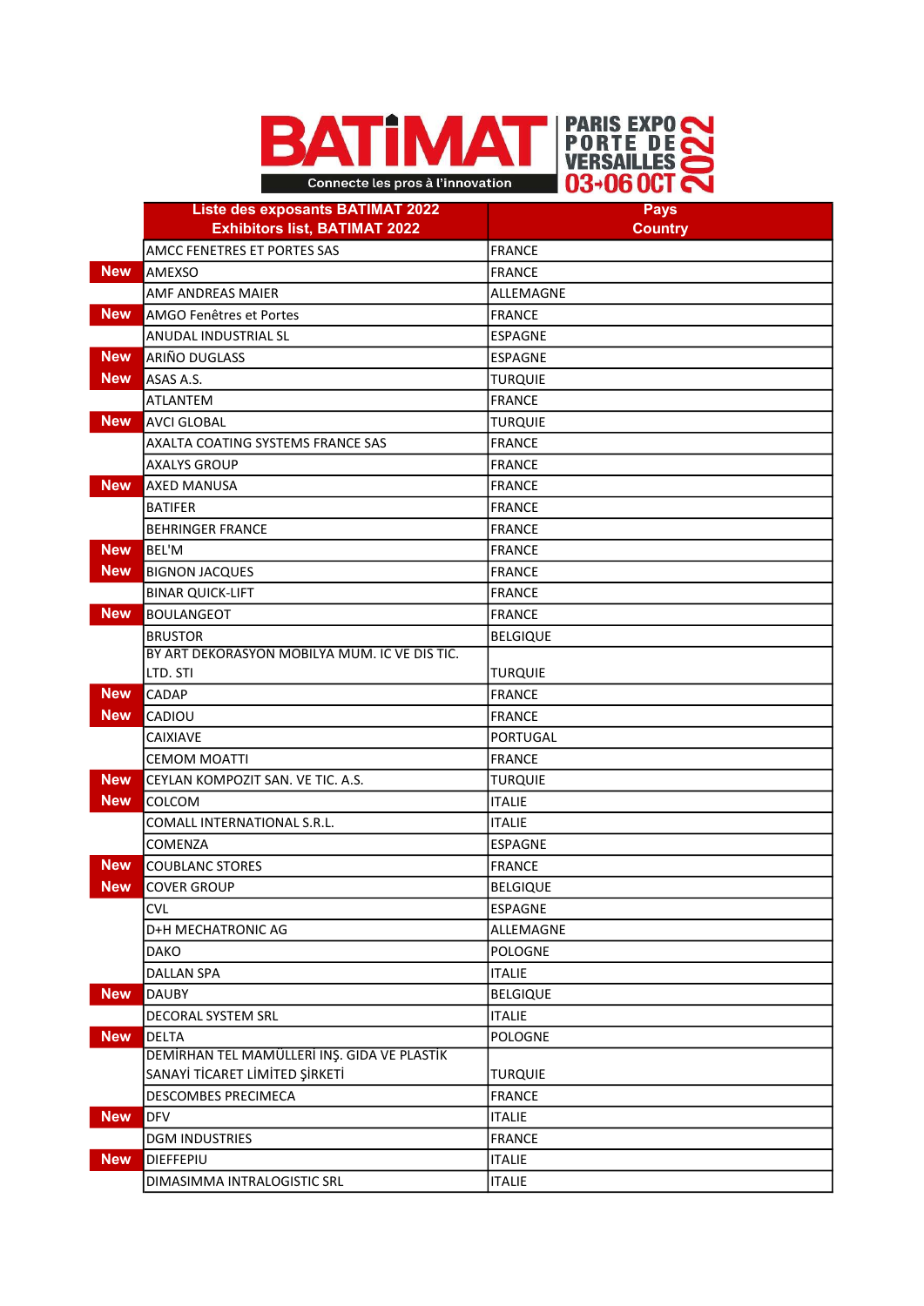BATIMAT

Connecte les pros à l'innovation

PARIS EXPO PORTE DE VERSAILLES 03→06 OCT 2022

| | Liste des exposants BATIMAT 2022<br>Exhibitors list, BATIMAT 2022 | Pays<br>Country |
|---|---|---|
| | AMCC FENETRES ET PORTES SAS | FRANCE |
| New | AMEXSO | FRANCE |
| | AMF ANDREAS MAIER | ALLEMAGNE |
| New | AMGO Fenêtres et Portes | FRANCE |
| | ANUDAL INDUSTRIAL SL | ESPAGNE |
| New | ARIÑO DUGLASS | ESPAGNE |
| New | ASAS A.S. | TURQUIE |
| | ATLANTEM | FRANCE |
| New | AVCI GLOBAL | TURQUIE |
| | AXALTA COATING SYSTEMS FRANCE SAS | FRANCE |
| | AXALYS GROUP | FRANCE |
| New | AXED MANUSA | FRANCE |
| | BATIFER | FRANCE |
| | BEHRINGER FRANCE | FRANCE |
| New | BEL'M | FRANCE |
| New | BIGNON JACQUES | FRANCE |
| | BINAR QUICK-LIFT | FRANCE |
| New | BOULANGEOT | FRANCE |
| | BRUSTOR | BELGIQUE |
| | BY ART DEKORASYON MOBILYA MUM. IC VE DIS TIC. LTD. STI | TURQUIE |
| New | CADAP | FRANCE |
| New | CADIOU | FRANCE |
| | CAIXIAVE | PORTUGAL |
| | CEMOM MOATTI | FRANCE |
| New | CEYLAN KOMPOZIT SAN. VE TIC. A.S. | TURQUIE |
| New | COLCOM | ITALIE |
| | COMALL INTERNATIONAL S.R.L. | ITALIE |
| | COMENZA | ESPAGNE |
| New | COUBLANC STORES | FRANCE |
| New | COVER GROUP | BELGIQUE |
| | CVL | ESPAGNE |
| | D+H MECHATRONIC AG | ALLEMAGNE |
| | DAKO | POLOGNE |
| | DALLAN SPA | ITALIE |
| New | DAUBY | BELGIQUE |
| | DECORAL SYSTEM SRL | ITALIE |
| New | DELTA | POLOGNE |
| | DEMİRHAN TEL MAMÜLLERİ INŞ. GIDA VE PLASTİK SANAYİ TİCARET LİMİTED ŞİRKETİ | TURQUIE |
| | DESCOMBES PRECIMECA | FRANCE |
| New | DFV | ITALIE |
| | DGM INDUSTRIES | FRANCE |
| New | DIEFFEPIU | ITALIE |
| | DIMASIMMA INTRALOGISTIC SRL | ITALIE |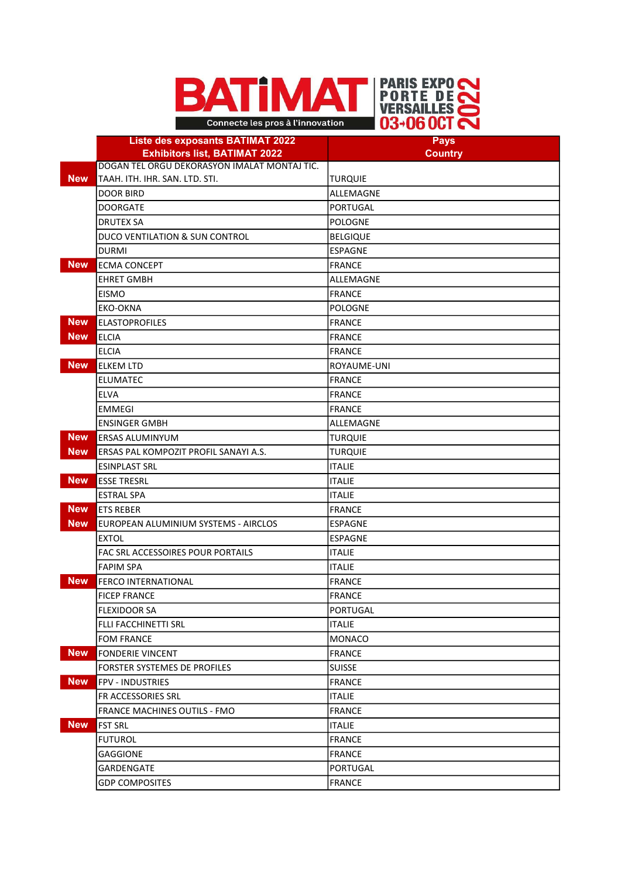BATIMAT

Connecte les pros à l'innovation

PARIS EXPO PORTE DE VERSAILLES 03→06 OCT 2022

| | Liste des exposants BATIMAT 2022 Exhibitors list, BATIMAT 2022 | Pays Country |
|---|---|---|
| New | DOGAN TEL ORGU DEKORASYON IMALAT MONTAJ TIC. TAAH. ITH. IHR. SAN. LTD. STI. | TURQUIE |
| | DOOR BIRD | ALLEMAGNE |
| | DOORGATE | PORTUGAL |
| | DRUTEX SA | POLOGNE |
| | DUCO VENTILATION & SUN CONTROL | BELGIQUE |
| | DURMI | ESPAGNE |
| New | ECMA CONCEPT | FRANCE |
| | EHRET GMBH | ALLEMAGNE |
| | EISMO | FRANCE |
| | EKO-OKNA | POLOGNE |
| New | ELASTOPROFILES | FRANCE |
| New | ELCIA | FRANCE |
| | ELCIA | FRANCE |
| New | ELKEM LTD | ROYAUME-UNI |
| | ELUMATEC | FRANCE |
| | ELVA | FRANCE |
| | EMMEGI | FRANCE |
| | ENSINGER GMBH | ALLEMAGNE |
| New | ERSAS ALUMINYUM | TURQUIE |
| New | ERSAS PAL KOMPOZIT PROFIL SANAYI A.S. | TURQUIE |
| | ESINPLAST SRL | ITALIE |
| New | ESSE TRESRL | ITALIE |
| | ESTRAL SPA | ITALIE |
| New | ETS REBER | FRANCE |
| New | EUROPEAN ALUMINIUM SYSTEMS - AIRCLOS | ESPAGNE |
| | EXTOL | ESPAGNE |
| | FAC SRL ACCESSOIRES POUR PORTAILS | ITALIE |
| | FAPIM SPA | ITALIE |
| New | FERCO INTERNATIONAL | FRANCE |
| | FICEP FRANCE | FRANCE |
| | FLEXIDOOR SA | PORTUGAL |
| | FLLI FACCHINETTI SRL | ITALIE |
| | FOM FRANCE | MONACO |
| New | FONDERIE VINCENT | FRANCE |
| | FORSTER SYSTEMES DE PROFILES | SUISSE |
| New | FPV - INDUSTRIES | FRANCE |
| | FR ACCESSORIES SRL | ITALIE |
| | FRANCE MACHINES OUTILS - FMO | FRANCE |
| New | FST SRL | ITALIE |
| | FUTUROL | FRANCE |
| | GAGGIONE | FRANCE |
| | GARDENGATE | PORTUGAL |
| | GDP COMPOSITES | FRANCE |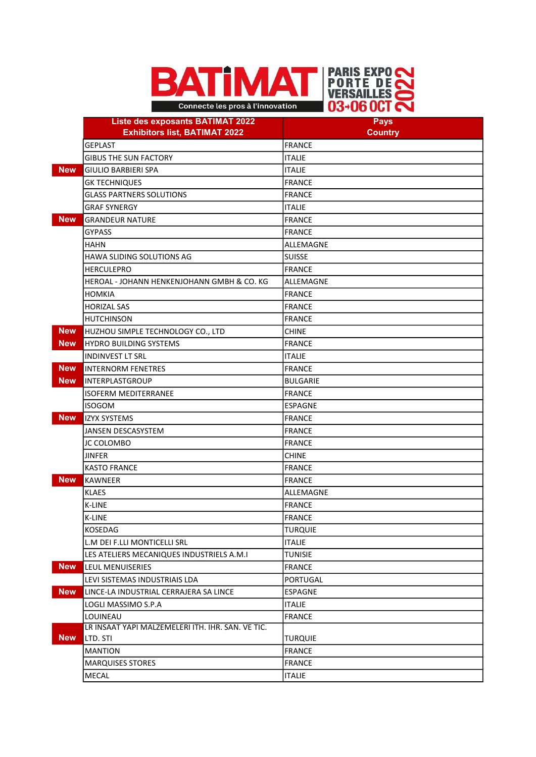BATIMAT PARIS EXPO PORTE DE VERSAILLES 03-06 OCT 2022

Connecte les pros à l'innovation

| | Liste des exposants BATIMAT 2022 Exhibitors list, BATIMAT 2022 | Pays Country |
|---|---|---|
| | GEPLAST | FRANCE |
| | GIBUS THE SUN FACTORY | ITALIE |
| New | GIULIO BARBIERI SPA | ITALIE |
| | GK TECHNIQUES | FRANCE |
| | GLASS PARTNERS SOLUTIONS | FRANCE |
| | GRAF SYNERGY | ITALIE |
| New | GRANDEUR NATURE | FRANCE |
| | GYPASS | FRANCE |
| | HAHN | ALLEMAGNE |
| | HAWA SLIDING SOLUTIONS AG | SUISSE |
| | HERCULEPRO | FRANCE |
| | HEROAL - JOHANN HENKENJOHANN GMBH & CO. KG | ALLEMAGNE |
| | HOMKIA | FRANCE |
| | HORIZAL SAS | FRANCE |
| | HUTCHINSON | FRANCE |
| New | HUZHOU SIMPLE TECHNOLOGY CO., LTD | CHINE |
| New | HYDRO BUILDING SYSTEMS | FRANCE |
| | INDINVEST LT SRL | ITALIE |
| New | INTERNORM FENETRES | FRANCE |
| New | INTERPLASTGROUP | BULGARIE |
| | ISOFERM MEDITERRANEE | FRANCE |
| | ISOGOM | ESPAGNE |
| New | IZYX SYSTEMS | FRANCE |
| | JANSEN DESCASYSTEM | FRANCE |
| | JC COLOMBO | FRANCE |
| | JINFER | CHINE |
| | KASTO FRANCE | FRANCE |
| New | KAWNEER | FRANCE |
| | KLAES | ALLEMAGNE |
| | K-LINE | FRANCE |
| | K-LINE | FRANCE |
| | KOSEDAG | TURQUIE |
| | L.M DEI F.LLI MONTICELLI SRL | ITALIE |
| | LES ATELIERS MECANIQUES INDUSTRIELS A.M.I | TUNISIE |
| New | LEUL MENUISERIES | FRANCE |
| | LEVI SISTEMAS INDUSTRIAIS LDA | PORTUGAL |
| New | LINCE-LA INDUSTRIAL CERRAJERA SA LINCE | ESPAGNE |
| | LOGLI MASSIMO S.P.A | ITALIE |
| | LOUINEAU | FRANCE |
| New | LR INSAAT YAPI MALZEMELERI ITH. IHR. SAN. VE TIC. LTD. STI | TURQUIE |
| | MANTION | FRANCE |
| | MARQUISES STORES | FRANCE |
| | MECAL | ITALIE |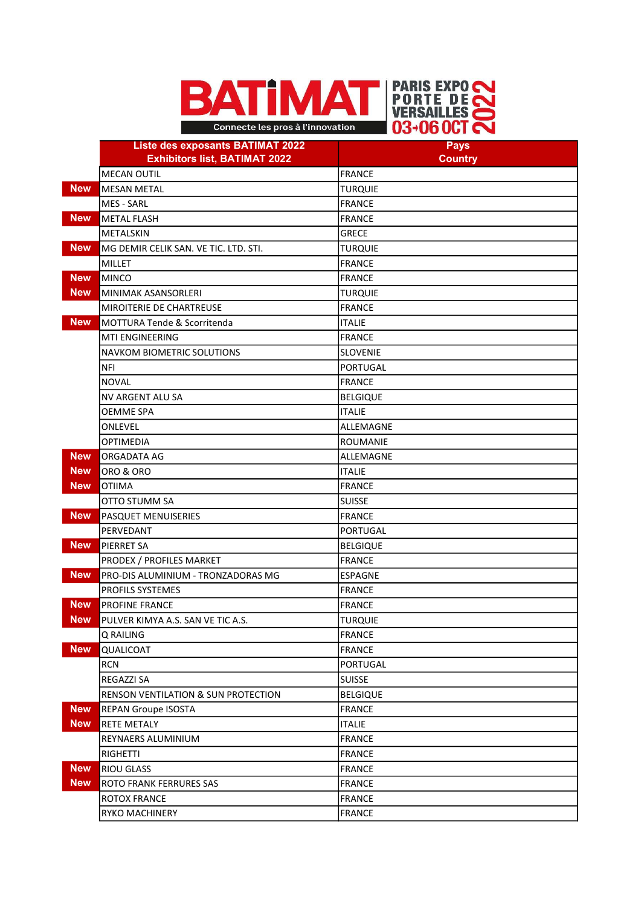BATIMAT
Connecte les pros à l'innovation

PARIS EXPO PORTE DE VERSAILLES 03→06 OCT 2022

| | Liste des exposants BATIMAT 2022<br>Exhibitors list, BATIMAT 2022 | Pays<br>Country |
|---|---|---|
| | MECAN OUTIL | FRANCE |
| New | MESAN METAL | TURQUIE |
| | MES - SARL | FRANCE |
| New | METAL FLASH | FRANCE |
| | METALSKIN | GRECE |
| New | MG DEMIR CELIK SAN. VE TIC. LTD. STI. | TURQUIE |
| | MILLET | FRANCE |
| New | MINCO | FRANCE |
| New | MINIMAK ASANSORLERI | TURQUIE |
| | MIROITERIE DE CHARTREUSE | FRANCE |
| New | MOTTURA Tende & Scorritenda | ITALIE |
| | MTI ENGINEERING | FRANCE |
| | NAVKOM BIOMETRIC SOLUTIONS | SLOVENIE |
| | NFI | PORTUGAL |
| | NOVAL | FRANCE |
| | NV ARGENT ALU SA | BELGIQUE |
| | OEMME SPA | ITALIE |
| | ONLEVEL | ALLEMAGNE |
| | OPTIMEDIA | ROUMANIE |
| New | ORGADATA AG | ALLEMAGNE |
| New | ORO & ORO | ITALIE |
| New | OTIIMA | FRANCE |
| | OTTO STUMM SA | SUISSE |
| New | PASQUET MENUISERIES | FRANCE |
| | PERVEDANT | PORTUGAL |
| New | PIERRET SA | BELGIQUE |
| | PRODEX / PROFILES MARKET | FRANCE |
| New | PRO-DIS ALUMINIUM - TRONZADORAS MG | ESPAGNE |
| | PROFILS SYSTEMES | FRANCE |
| New | PROFINE FRANCE | FRANCE |
| New | PULVER KIMYA A.S. SAN VE TIC A.S. | TURQUIE |
| | Q RAILING | FRANCE |
| New | QUALICOAT | FRANCE |
| | RCN | PORTUGAL |
| | REGAZZI SA | SUISSE |
| | RENSON VENTILATION & SUN PROTECTION | BELGIQUE |
| New | REPAN Groupe ISOSTA | FRANCE |
| New | RETE METALY | ITALIE |
| | REYNAERS ALUMINIUM | FRANCE |
| | RIGHETTI | FRANCE |
| New | RIOU GLASS | FRANCE |
| New | ROTO FRANK FERRURES SAS | FRANCE |
| | ROTOX FRANCE | FRANCE |
| | RYKO MACHINERY | FRANCE |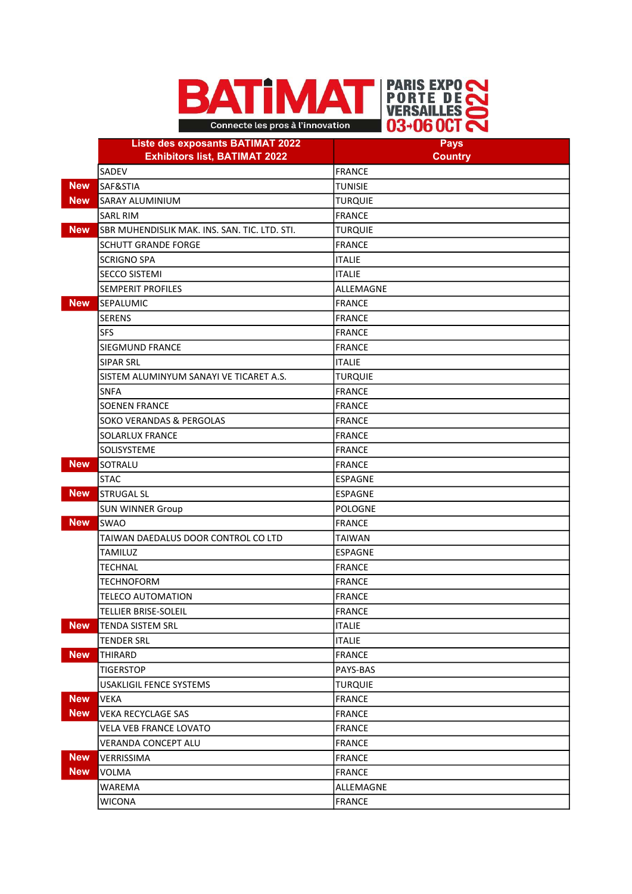BATIMAT

Connecte les pros à l'innovation

PARIS EXPO PORTE DE VERSAILLES 03-06 OCT 2022

| | Liste des exposants BATIMAT 2022<br>Exhibitors list, BATIMAT 2022 | Pays<br>Country |
|---|---|---|
| | SADEV | FRANCE |
| New | SAF&STIA | TUNISIE |
| New | SARAY ALUMINIUM | TURQUIE |
| | SARL RIM | FRANCE |
| New | SBR MUHENDISLIK MAK. INS. SAN. TIC. LTD. STI. | TURQUIE |
| | SCHUTT GRANDE FORGE | FRANCE |
| | SCRIGNO SPA | ITALIE |
| | SECCO SISTEMI | ITALIE |
| | SEMPERIT PROFILES | ALLEMAGNE |
| New | SEPALUMIC | FRANCE |
| | SERENS | FRANCE |
| | SFS | FRANCE |
| | SIEGMUND FRANCE | FRANCE |
| | SIPAR SRL | ITALIE |
| | SISTEM ALUMINYUM SANAYI VE TICARET A.S. | TURQUIE |
| | SNFA | FRANCE |
| | SOENEN FRANCE | FRANCE |
| | SOKO VERANDAS & PERGOLAS | FRANCE |
| | SOLARLUX FRANCE | FRANCE |
| | SOLISYSTEME | FRANCE |
| New | SOTRALU | FRANCE |
| | STAC | ESPAGNE |
| New | STRUGAL SL | ESPAGNE |
| | SUN WINNER Group | POLOGNE |
| New | SWAO | FRANCE |
| | TAIWAN DAEDALUS DOOR CONTROL CO LTD | TAIWAN |
| | TAMILUZ | ESPAGNE |
| | TECHNAL | FRANCE |
| | TECHNOFORM | FRANCE |
| | TELECO AUTOMATION | FRANCE |
| | TELLIER BRISE-SOLEIL | FRANCE |
| New | TENDA SISTEM SRL | ITALIE |
| | TENDER SRL | ITALIE |
| New | THIRARD | FRANCE |
| | TIGERSTOP | PAYS-BAS |
| | USAKLIGIL FENCE SYSTEMS | TURQUIE |
| New | VEKA | FRANCE |
| New | VEKA RECYCLAGE SAS | FRANCE |
| | VELA VEB FRANCE LOVATO | FRANCE |
| | VERANDA CONCEPT ALU | FRANCE |
| New | VERRISSIMA | FRANCE |
| New | VOLMA | FRANCE |
| | WAREMA | ALLEMAGNE |
| | WICONA | FRANCE |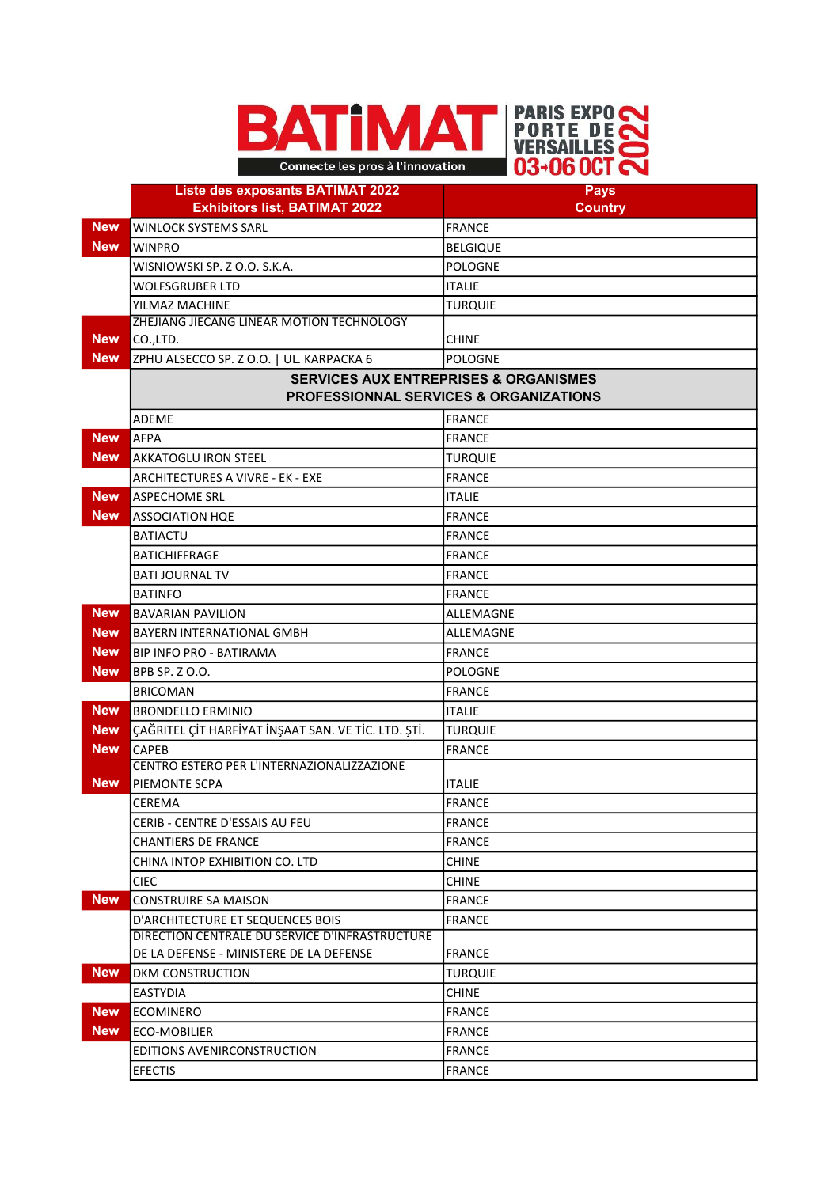BATIMAT

Connecte les pros à l'innovation

PARIS EXPO PORTE DE VERSAILLES 03-06 OCT 2022

| | Liste des exposants BATIMAT 2022<br>Exhibitors list, BATIMAT 2022 | Pays<br>Country |
|---|---|---|
| New | WINLOCK SYSTEMS SARL | FRANCE |
| New | WINPRO | BELGIQUE |
| | WISNIOWSKI SP. Z O.O. S.K.A. | POLOGNE |
| | WOLFSGRUBER LTD | ITALIE |
| | YILMAZ MACHINE | TURQUIE |
| New | ZHEJIANG JIECANG LINEAR MOTION TECHNOLOGY CO.,LTD. | CHINE |
| New | ZPHU ALSECCO SP. Z O.O. \| UL. KARPACKA 6 | POLOGNE |
| | **SERVICES AUX ENTREPRISES & ORGANISMES<br>PROFESSIONNAL SERVICES & ORGANIZATIONS** | |
| | ADEME | FRANCE |
| New | AFPA | FRANCE |
| New | AKKATOGLU IRON STEEL | TURQUIE |
| | ARCHITECTURES A VIVRE - EK - EXE | FRANCE |
| New | ASPECHOME SRL | ITALIE |
| New | ASSOCIATION HQE | FRANCE |
| | BATIACTU | FRANCE |
| | BATICHIFFRAGE | FRANCE |
| | BATI JOURNAL TV | FRANCE |
| | BATINFO | FRANCE |
| New | BAVARIAN PAVILION | ALLEMAGNE |
| New | BAYERN INTERNATIONAL GMBH | ALLEMAGNE |
| New | BIP INFO PRO - BATIRAMA | FRANCE |
| New | BPB SP. Z O.O. | POLOGNE |
| | BRICOMAN | FRANCE |
| New | BRONDELLO ERMINIO | ITALIE |
| New | ÇAĞRITEL ÇİT HARFİYAT İNŞAAT SAN. VE TİC. LTD. ŞTİ. | TURQUIE |
| New | CAPEB | FRANCE |
| New | CENTRO ESTERO PER L'INTERNAZIONALIZZAZIONE PIEMONTE SCPA | ITALIE |
| | CEREMA | FRANCE |
| | CERIB - CENTRE D'ESSAIS AU FEU | FRANCE |
| | CHANTIERS DE FRANCE | FRANCE |
| | CHINA INTOP EXHIBITION CO. LTD | CHINE |
| | CIEC | CHINE |
| New | CONSTRUIRE SA MAISON | FRANCE |
| | D'ARCHITECTURE ET SEQUENCES BOIS | FRANCE |
| | DIRECTION CENTRALE DU SERVICE D'INFRASTRUCTURE DE LA DEFENSE - MINISTERE DE LA DEFENSE | FRANCE |
| New | DKM CONSTRUCTION | TURQUIE |
| | EASTYDIA | CHINE |
| New | ECOMINERO | FRANCE |
| New | ECO-MOBILIER | FRANCE |
| | EDITIONS AVENIRCONSTRUCTION | FRANCE |
| | EFECTIS | FRANCE |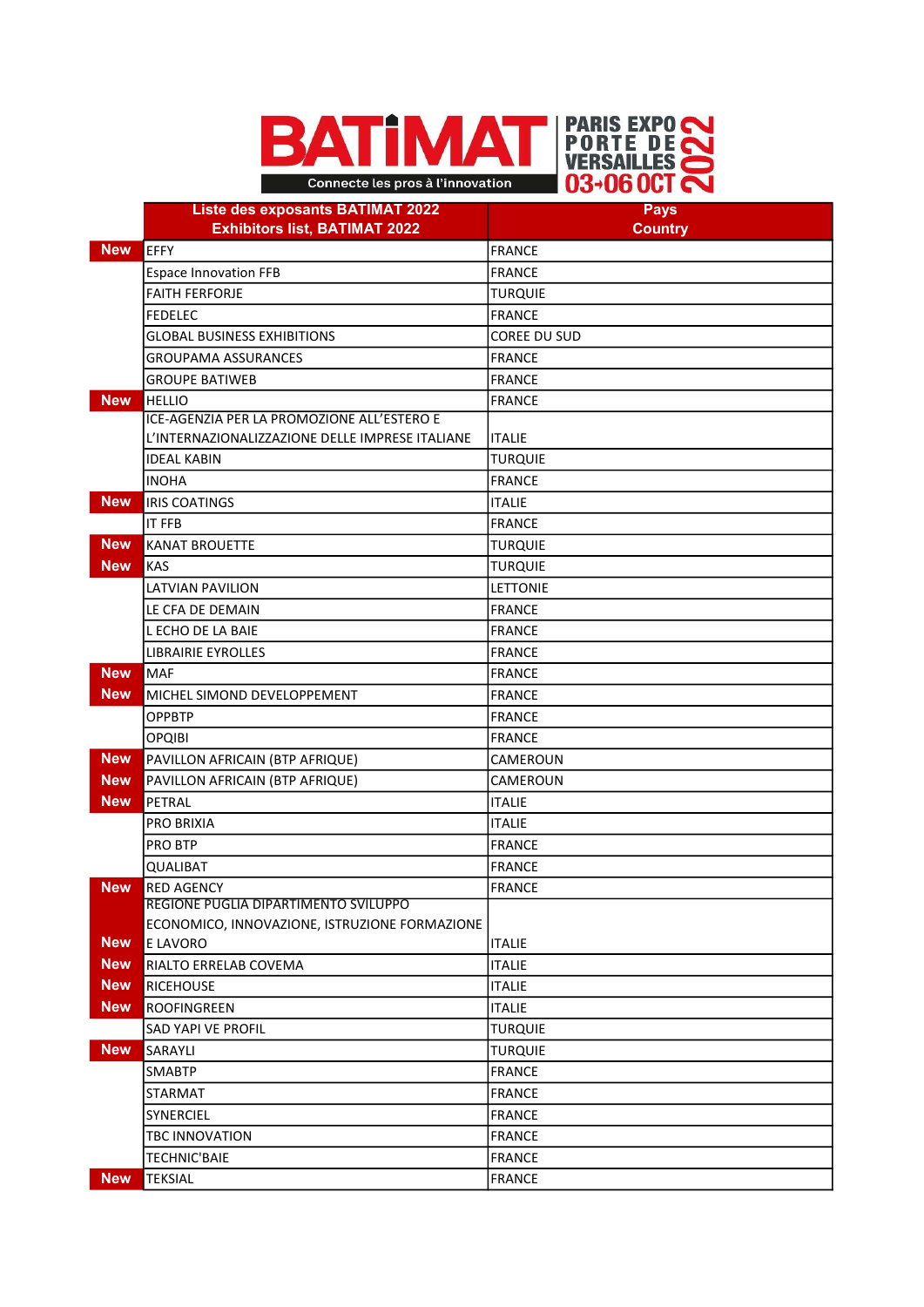BATIMAT

Connecte les pros à l'innovation

PARIS EXPO PORTE DE VERSAILLES 03→06 OCT 2022

| | Liste des exposants BATIMAT 2022 Exhibitors list, BATIMAT 2022 | Pays Country |
|---|---|---|
| New | EFFY | FRANCE |
| | Espace Innovation FFB | FRANCE |
| | FAITH FERFORJE | TURQUIE |
| | FEDELEC | FRANCE |
| | GLOBAL BUSINESS EXHIBITIONS | COREE DU SUD |
| | GROUPAMA ASSURANCES | FRANCE |
| | GROUPE BATIWEB | FRANCE |
| New | HELLIO | FRANCE |
| | ICE-AGENZIA PER LA PROMOZIONE ALL'ESTERO E L'INTERNAZIONALIZZAZIONE DELLE IMPRESE ITALIANE | ITALIE |
| | IDEAL KABIN | TURQUIE |
| | INOHA | FRANCE |
| New | IRIS COATINGS | ITALIE |
| | IT FFB | FRANCE |
| New | KANAT BROUETTE | TURQUIE |
| New | KAS | TURQUIE |
| | LATVIAN PAVILION | LETTONIE |
| | LE CFA DE DEMAIN | FRANCE |
| | L ECHO DE LA BAIE | FRANCE |
| | LIBRAIRIE EYROLLES | FRANCE |
| New | MAF | FRANCE |
| New | MICHEL SIMOND DEVELOPPEMENT | FRANCE |
| | OPPBTP | FRANCE |
| | OPQIBI | FRANCE |
| New | PAVILLON AFRICAIN (BTP AFRIQUE) | CAMEROUN |
| New | PAVILLON AFRICAIN (BTP AFRIQUE) | CAMEROUN |
| New | PETRAL | ITALIE |
| | PRO BRIXIA | ITALIE |
| | PRO BTP | FRANCE |
| | QUALIBAT | FRANCE |
| New | RED AGENCY | FRANCE |
| New | REGIONE PUGLIA DIPARTIMENTO SVILUPPO ECONOMICO, INNOVAZIONE, ISTRUZIONE FORMAZIONE E LAVORO | ITALIE |
| New | RIALTO ERRELAB COVEMA | ITALIE |
| New | RICEHOUSE | ITALIE |
| New | ROOFINGREEN | ITALIE |
| | SAD YAPI VE PROFIL | TURQUIE |
| New | SARAYLI | TURQUIE |
| | SMABTP | FRANCE |
| | STARMAT | FRANCE |
| | SYNERCIEL | FRANCE |
| | TBC INNOVATION | FRANCE |
| | TECHNIC'BAIE | FRANCE |
| New | TEKSIAL | FRANCE |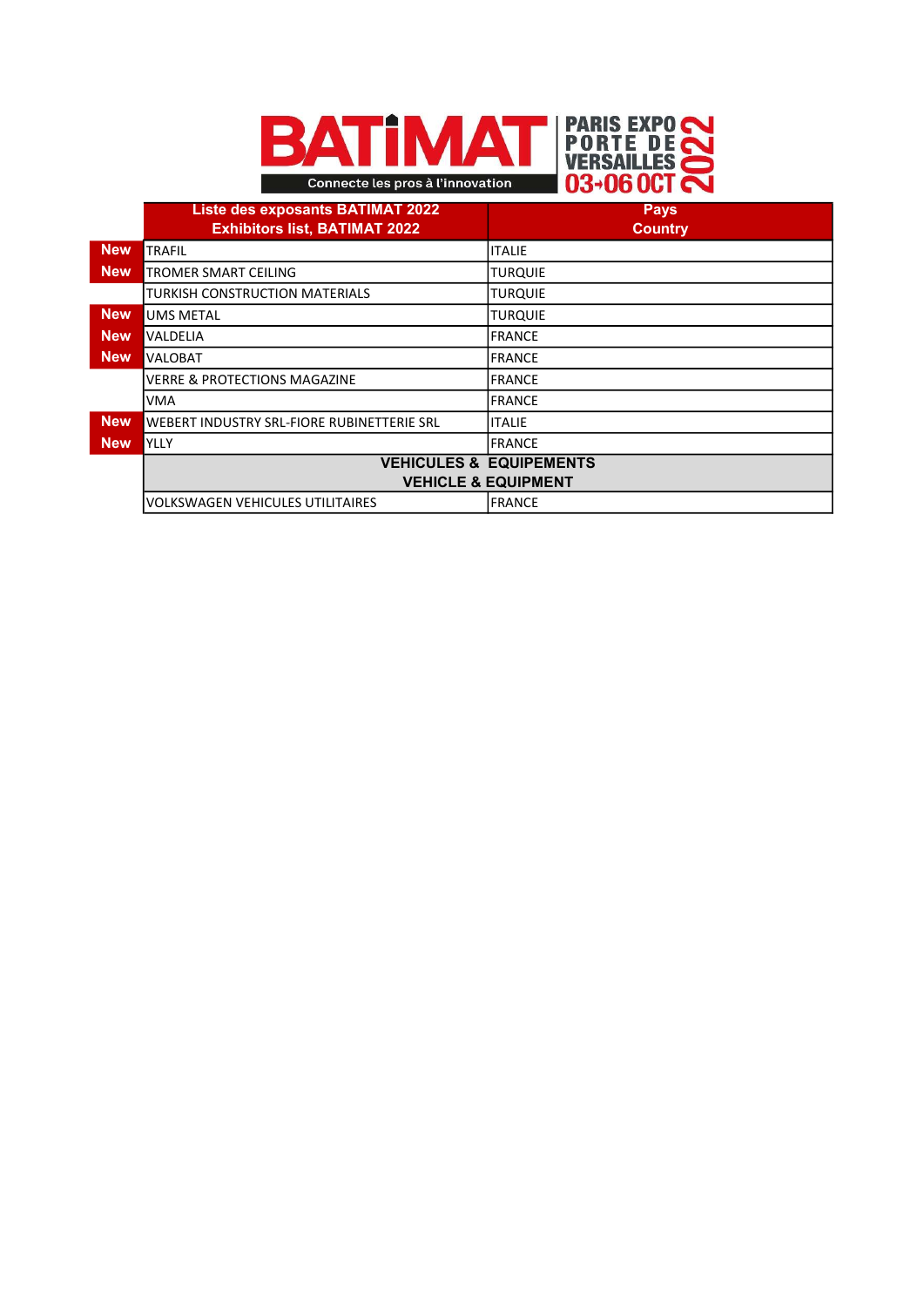BATIMAT PARIS EXPO PORTE DE VERSAILLES 03-06 OCT 2022

Connecte les pros à l'innovation

| | Liste des exposants BATIMAT 2022<br>Exhibitors list, BATIMAT 2022 | Pays<br>Country |
|---|---|---|
| New | TRAFIL | ITALIE |
| New | TROMER SMART CEILING | TURQUIE |
| | TURKISH CONSTRUCTION MATERIALS | TURQUIE |
| New | UMS METAL | TURQUIE |
| New | VALDELIA | FRANCE |
| New | VALOBAT | FRANCE |
| | VERRE & PROTECTIONS MAGAZINE | FRANCE |
| | VMA | FRANCE |
| New | WEBERT INDUSTRY SRL-FIORE RUBINETTERIE SRL | ITALIE |
| New | YLLY | FRANCE |
| | **VEHICULES & EQUIPEMENTS<br>VEHICLE & EQUIPMENT** | |
| | VOLKSWAGEN VEHICULES UTILITAIRES | FRANCE |